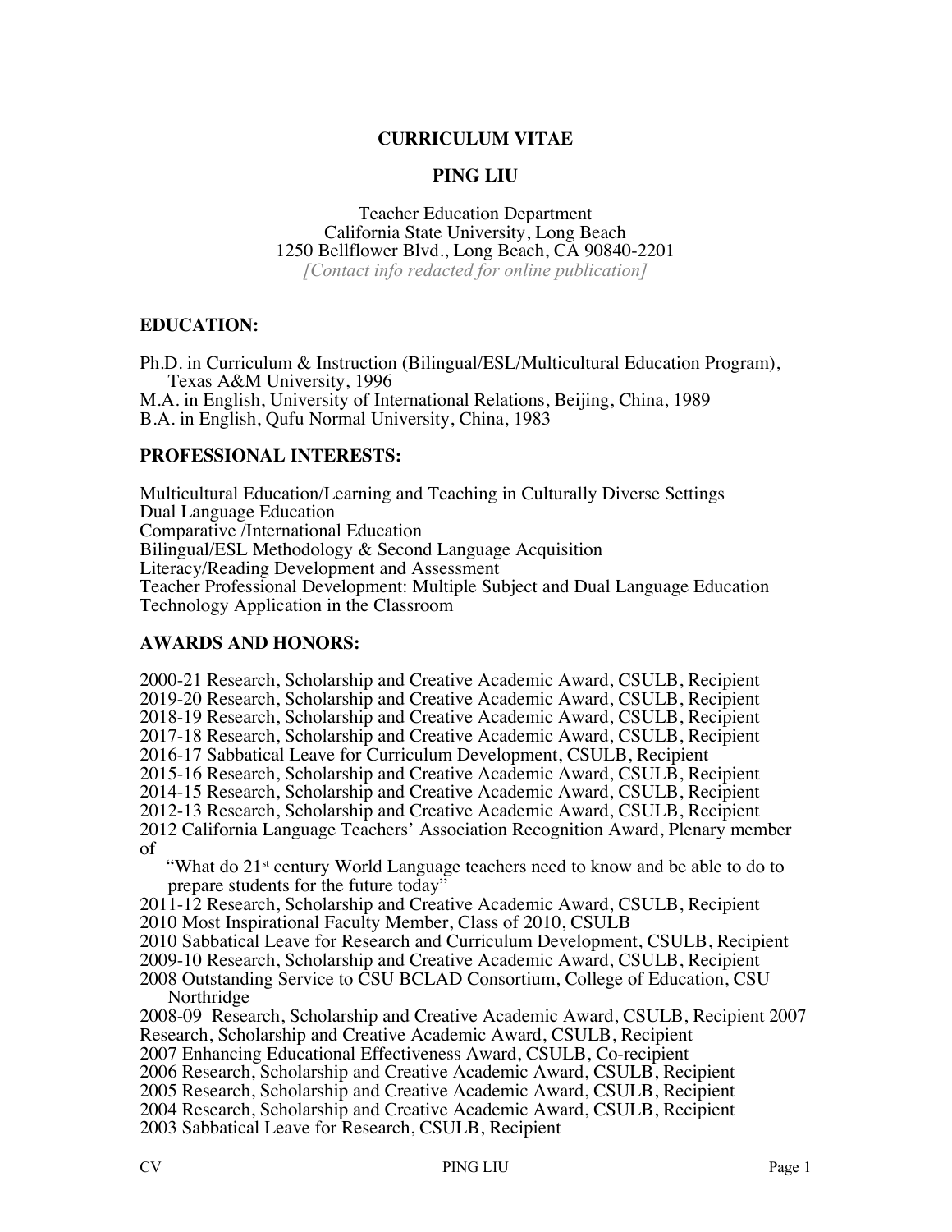# CURRICULUM VITAE

## PING LIU

Teacher Education Department
California State University, Long Beach
1250 Bellflower Blvd., Long Beach, CA 90840-2201
*[Contact info redacted for online publication]*

## EDUCATION:

Ph.D. in Curriculum & Instruction (Bilingual/ESL/Multicultural Education Program), Texas A&M University, 1996
M.A. in English, University of International Relations, Beijing, China, 1989
B.A. in English, Qufu Normal University, China, 1983

## PROFESSIONAL INTERESTS:

Multicultural Education/Learning and Teaching in Culturally Diverse Settings
Dual Language Education
Comparative /International Education
Bilingual/ESL Methodology & Second Language Acquisition
Literacy/Reading Development and Assessment
Teacher Professional Development: Multiple Subject and Dual Language Education
Technology Application in the Classroom

## AWARDS AND HONORS:

2000-21 Research, Scholarship and Creative Academic Award, CSULB, Recipient
2019-20 Research, Scholarship and Creative Academic Award, CSULB, Recipient
2018-19 Research, Scholarship and Creative Academic Award, CSULB, Recipient
2017-18 Research, Scholarship and Creative Academic Award, CSULB, Recipient
2016-17 Sabbatical Leave for Curriculum Development, CSULB, Recipient
2015-16 Research, Scholarship and Creative Academic Award, CSULB, Recipient
2014-15 Research, Scholarship and Creative Academic Award, CSULB, Recipient
2012-13 Research, Scholarship and Creative Academic Award, CSULB, Recipient
2012 California Language Teachers' Association Recognition Award, Plenary member of
"What do 21st century World Language teachers need to know and be able to do to prepare students for the future today"
2011-12 Research, Scholarship and Creative Academic Award, CSULB, Recipient
2010 Most Inspirational Faculty Member, Class of 2010, CSULB
2010 Sabbatical Leave for Research and Curriculum Development, CSULB, Recipient
2009-10 Research, Scholarship and Creative Academic Award, CSULB, Recipient
2008 Outstanding Service to CSU BCLAD Consortium, College of Education, CSU Northridge
2008-09 Research, Scholarship and Creative Academic Award, CSULB, Recipient 2007 Research, Scholarship and Creative Academic Award, CSULB, Recipient
2007 Enhancing Educational Effectiveness Award, CSULB, Co-recipient
2006 Research, Scholarship and Creative Academic Award, CSULB, Recipient
2005 Research, Scholarship and Creative Academic Award, CSULB, Recipient
2004 Research, Scholarship and Creative Academic Award, CSULB, Recipient
2003 Sabbatical Leave for Research, CSULB, Recipient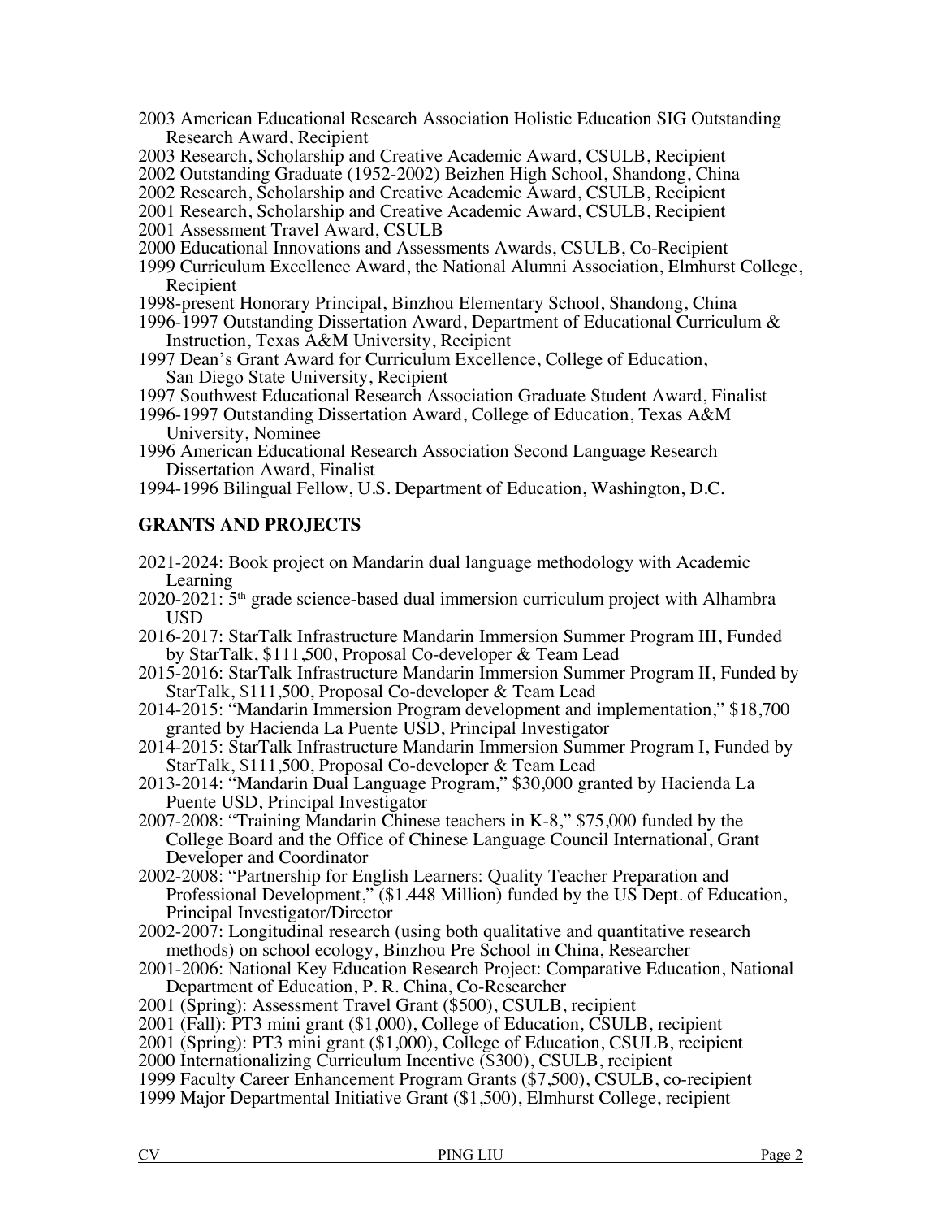2003 American Educational Research Association Holistic Education SIG Outstanding Research Award, Recipient
2003 Research, Scholarship and Creative Academic Award, CSULB, Recipient
2002 Outstanding Graduate (1952-2002) Beizhen High School, Shandong, China
2002 Research, Scholarship and Creative Academic Award, CSULB, Recipient
2001 Research, Scholarship and Creative Academic Award, CSULB, Recipient
2001 Assessment Travel Award, CSULB
2000 Educational Innovations and Assessments Awards, CSULB, Co-Recipient
1999 Curriculum Excellence Award, the National Alumni Association, Elmhurst College, Recipient
1998-present Honorary Principal, Binzhou Elementary School, Shandong, China
1996-1997 Outstanding Dissertation Award, Department of Educational Curriculum & Instruction, Texas A&M University, Recipient
1997 Dean's Grant Award for Curriculum Excellence, College of Education, San Diego State University, Recipient
1997 Southwest Educational Research Association Graduate Student Award, Finalist
1996-1997 Outstanding Dissertation Award, College of Education, Texas A&M University, Nominee
1996 American Educational Research Association Second Language Research Dissertation Award, Finalist
1994-1996 Bilingual Fellow, U.S. Department of Education, Washington, D.C.

## GRANTS AND PROJECTS

2021-2024: Book project on Mandarin dual language methodology with Academic Learning
2020-2021: 5th grade science-based dual immersion curriculum project with Alhambra USD
2016-2017: StarTalk Infrastructure Mandarin Immersion Summer Program III, Funded by StarTalk, $111,500, Proposal Co-developer & Team Lead
2015-2016: StarTalk Infrastructure Mandarin Immersion Summer Program II, Funded by StarTalk, $111,500, Proposal Co-developer & Team Lead
2014-2015: "Mandarin Immersion Program development and implementation," $18,700 granted by Hacienda La Puente USD, Principal Investigator
2014-2015: StarTalk Infrastructure Mandarin Immersion Summer Program I, Funded by StarTalk, $111,500, Proposal Co-developer & Team Lead
2013-2014: "Mandarin Dual Language Program," $30,000 granted by Hacienda La Puente USD, Principal Investigator
2007-2008: "Training Mandarin Chinese teachers in K-8," $75,000 funded by the College Board and the Office of Chinese Language Council International, Grant Developer and Coordinator
2002-2008: "Partnership for English Learners: Quality Teacher Preparation and Professional Development," ($1.448 Million) funded by the US Dept. of Education, Principal Investigator/Director
2002-2007: Longitudinal research (using both qualitative and quantitative research methods) on school ecology, Binzhou Pre School in China, Researcher
2001-2006: National Key Education Research Project: Comparative Education, National Department of Education, P. R. China, Co-Researcher
2001 (Spring): Assessment Travel Grant ($500), CSULB, recipient
2001 (Fall): PT3 mini grant ($1,000), College of Education, CSULB, recipient
2001 (Spring): PT3 mini grant ($1,000), College of Education, CSULB, recipient
2000 Internationalizing Curriculum Incentive ($300), CSULB, recipient
1999 Faculty Career Enhancement Program Grants ($7,500), CSULB, co-recipient
1999 Major Departmental Initiative Grant ($1,500), Elmhurst College, recipient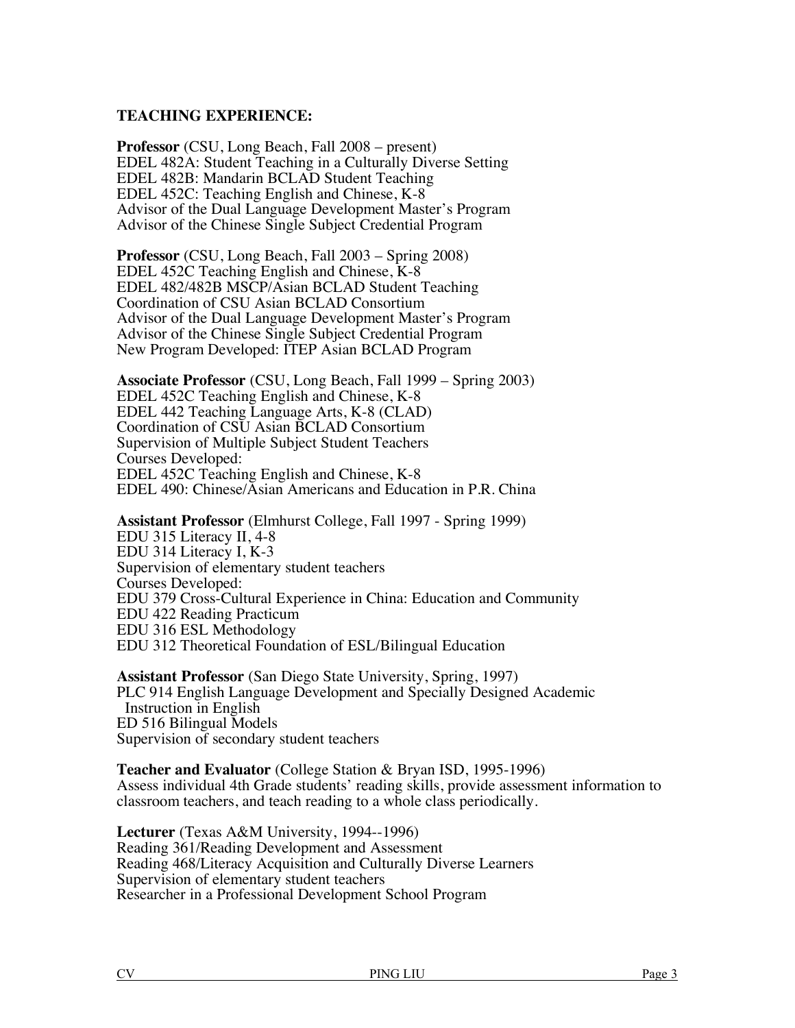**TEACHING EXPERIENCE:**

**Professor** (CSU, Long Beach, Fall 2008 – present)
EDEL 482A: Student Teaching in a Culturally Diverse Setting
EDEL 482B: Mandarin BCLAD Student Teaching
EDEL 452C: Teaching English and Chinese, K-8
Advisor of the Dual Language Development Master's Program
Advisor of the Chinese Single Subject Credential Program

**Professor** (CSU, Long Beach, Fall 2003 – Spring 2008)
EDEL 452C Teaching English and Chinese, K-8
EDEL 482/482B MSCP/Asian BCLAD Student Teaching
Coordination of CSU Asian BCLAD Consortium
Advisor of the Dual Language Development Master's Program
Advisor of the Chinese Single Subject Credential Program
New Program Developed: ITEP Asian BCLAD Program

**Associate Professor** (CSU, Long Beach, Fall 1999 – Spring 2003)
EDEL 452C Teaching English and Chinese, K-8
EDEL 442 Teaching Language Arts, K-8 (CLAD)
Coordination of CSU Asian BCLAD Consortium
Supervision of Multiple Subject Student Teachers
Courses Developed:
EDEL 452C Teaching English and Chinese, K-8
EDEL 490: Chinese/Asian Americans and Education in P.R. China

**Assistant Professor** (Elmhurst College, Fall 1997 - Spring 1999)
EDU 315 Literacy II, 4-8
EDU 314 Literacy I, K-3
Supervision of elementary student teachers
Courses Developed:
EDU 379 Cross-Cultural Experience in China: Education and Community
EDU 422 Reading Practicum
EDU 316 ESL Methodology
EDU 312 Theoretical Foundation of ESL/Bilingual Education

**Assistant Professor** (San Diego State University, Spring, 1997)
PLC 914 English Language Development and Specially Designed Academic Instruction in English
ED 516 Bilingual Models
Supervision of secondary student teachers

**Teacher and Evaluator** (College Station & Bryan ISD, 1995-1996)
Assess individual 4th Grade students' reading skills, provide assessment information to classroom teachers, and teach reading to a whole class periodically.

**Lecturer** (Texas A&M University, 1994--1996)
Reading 361/Reading Development and Assessment
Reading 468/Literacy Acquisition and Culturally Diverse Learners
Supervision of elementary student teachers
Researcher in a Professional Development School Program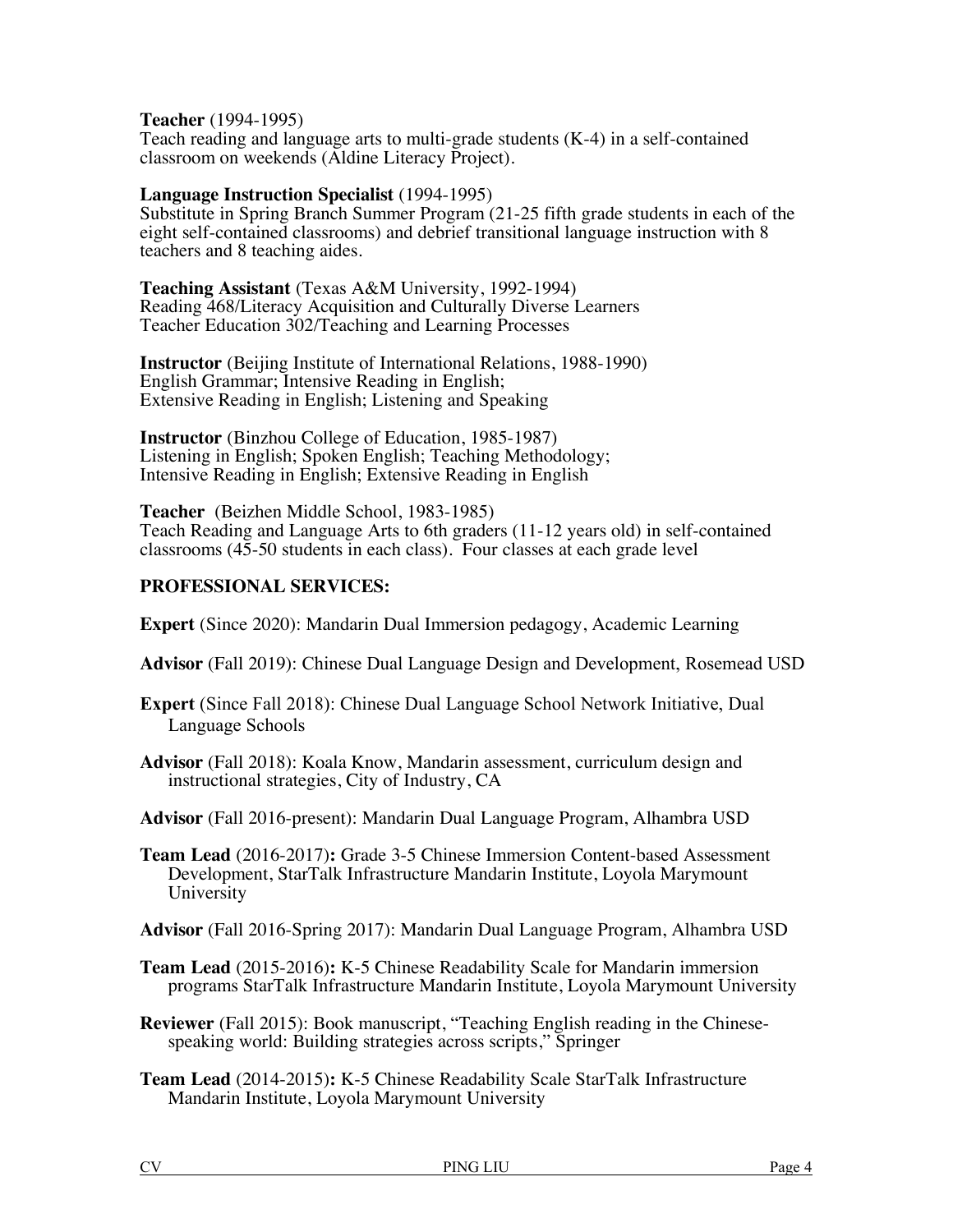**Teacher** (1994-1995)
Teach reading and language arts to multi-grade students (K-4) in a self-contained classroom on weekends (Aldine Literacy Project).

**Language Instruction Specialist** (1994-1995)
Substitute in Spring Branch Summer Program (21-25 fifth grade students in each of the eight self-contained classrooms) and debrief transitional language instruction with 8 teachers and 8 teaching aides.

**Teaching Assistant** (Texas A&M University, 1992-1994)
Reading 468/Literacy Acquisition and Culturally Diverse Learners
Teacher Education 302/Teaching and Learning Processes

**Instructor** (Beijing Institute of International Relations, 1988-1990)
English Grammar; Intensive Reading in English;
Extensive Reading in English; Listening and Speaking

**Instructor** (Binzhou College of Education, 1985-1987)
Listening in English; Spoken English; Teaching Methodology;
Intensive Reading in English; Extensive Reading in English

**Teacher** (Beizhen Middle School, 1983-1985)
Teach Reading and Language Arts to 6th graders (11-12 years old) in self-contained classrooms (45-50 students in each class). Four classes at each grade level

## PROFESSIONAL SERVICES:

**Expert** (Since 2020): Mandarin Dual Immersion pedagogy, Academic Learning

**Advisor** (Fall 2019): Chinese Dual Language Design and Development, Rosemead USD

**Expert** (Since Fall 2018): Chinese Dual Language School Network Initiative, Dual Language Schools

**Advisor** (Fall 2018): Koala Know, Mandarin assessment, curriculum design and instructional strategies, City of Industry, CA

**Advisor** (Fall 2016-present): Mandarin Dual Language Program, Alhambra USD

**Team Lead** (2016-2017)**:** Grade 3-5 Chinese Immersion Content-based Assessment Development, StarTalk Infrastructure Mandarin Institute, Loyola Marymount University

**Advisor** (Fall 2016-Spring 2017): Mandarin Dual Language Program, Alhambra USD

**Team Lead** (2015-2016)**:** K-5 Chinese Readability Scale for Mandarin immersion programs StarTalk Infrastructure Mandarin Institute, Loyola Marymount University

**Reviewer** (Fall 2015): Book manuscript, "Teaching English reading in the Chinese-speaking world: Building strategies across scripts," Springer

**Team Lead** (2014-2015)**:** K-5 Chinese Readability Scale StarTalk Infrastructure Mandarin Institute, Loyola Marymount University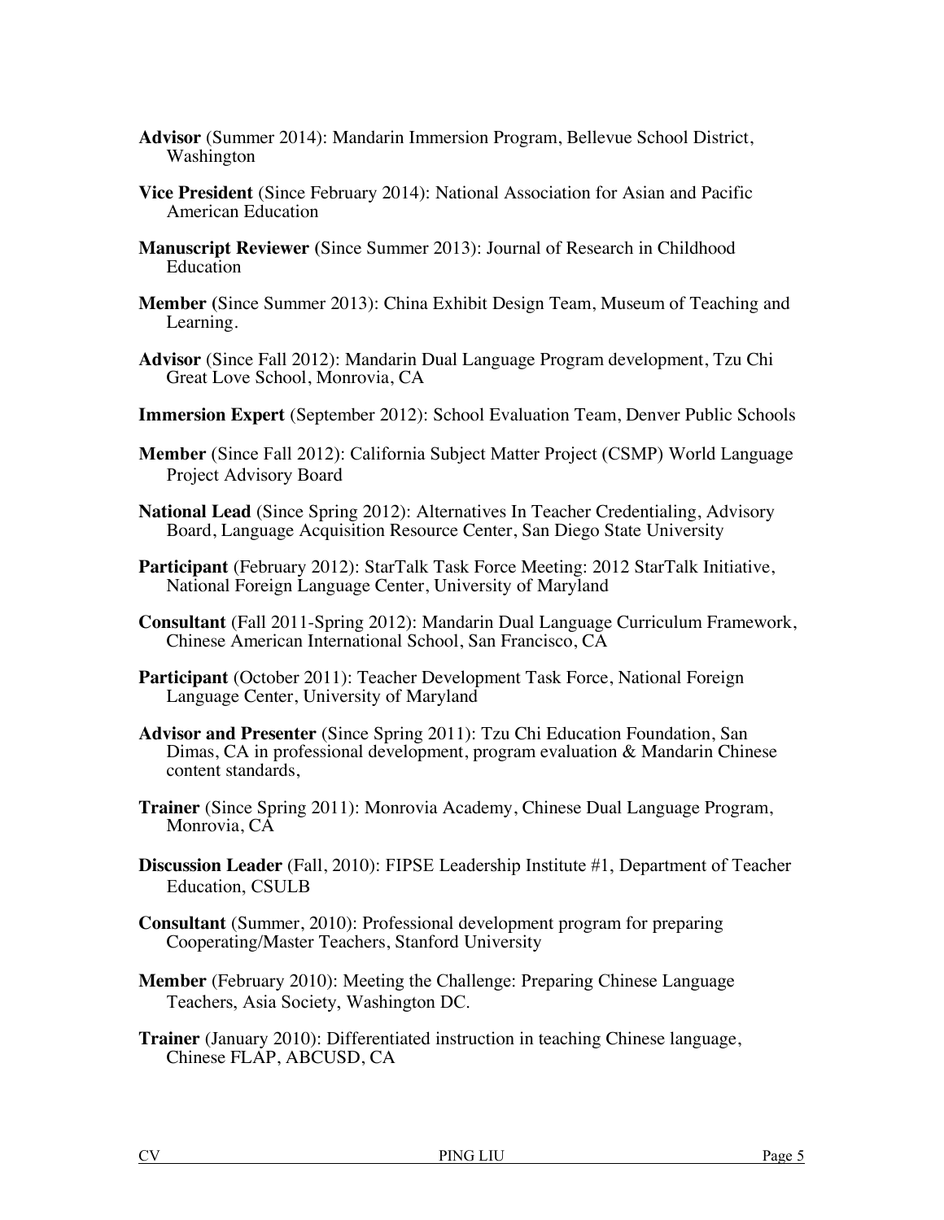**Advisor** (Summer 2014): Mandarin Immersion Program, Bellevue School District, Washington

**Vice President** (Since February 2014): National Association for Asian and Pacific American Education

**Manuscript Reviewer (**Since Summer 2013): Journal of Research in Childhood Education

**Member (**Since Summer 2013): China Exhibit Design Team, Museum of Teaching and Learning.

**Advisor** (Since Fall 2012): Mandarin Dual Language Program development, Tzu Chi Great Love School, Monrovia, CA

**Immersion Expert** (September 2012): School Evaluation Team, Denver Public Schools

**Member** (Since Fall 2012): California Subject Matter Project (CSMP) World Language Project Advisory Board

**National Lead** (Since Spring 2012): Alternatives In Teacher Credentialing, Advisory Board, Language Acquisition Resource Center, San Diego State University

**Participant** (February 2012): StarTalk Task Force Meeting: 2012 StarTalk Initiative, National Foreign Language Center, University of Maryland

**Consultant** (Fall 2011-Spring 2012): Mandarin Dual Language Curriculum Framework, Chinese American International School, San Francisco, CA

**Participant** (October 2011): Teacher Development Task Force, National Foreign Language Center, University of Maryland

**Advisor and Presenter** (Since Spring 2011): Tzu Chi Education Foundation, San Dimas, CA in professional development, program evaluation & Mandarin Chinese content standards,

**Trainer** (Since Spring 2011): Monrovia Academy, Chinese Dual Language Program, Monrovia, CA

**Discussion Leader** (Fall, 2010): FIPSE Leadership Institute #1, Department of Teacher Education, CSULB

**Consultant** (Summer, 2010): Professional development program for preparing Cooperating/Master Teachers, Stanford University

**Member** (February 2010): Meeting the Challenge: Preparing Chinese Language Teachers, Asia Society, Washington DC.

**Trainer** (January 2010): Differentiated instruction in teaching Chinese language, Chinese FLAP, ABCUSD, CA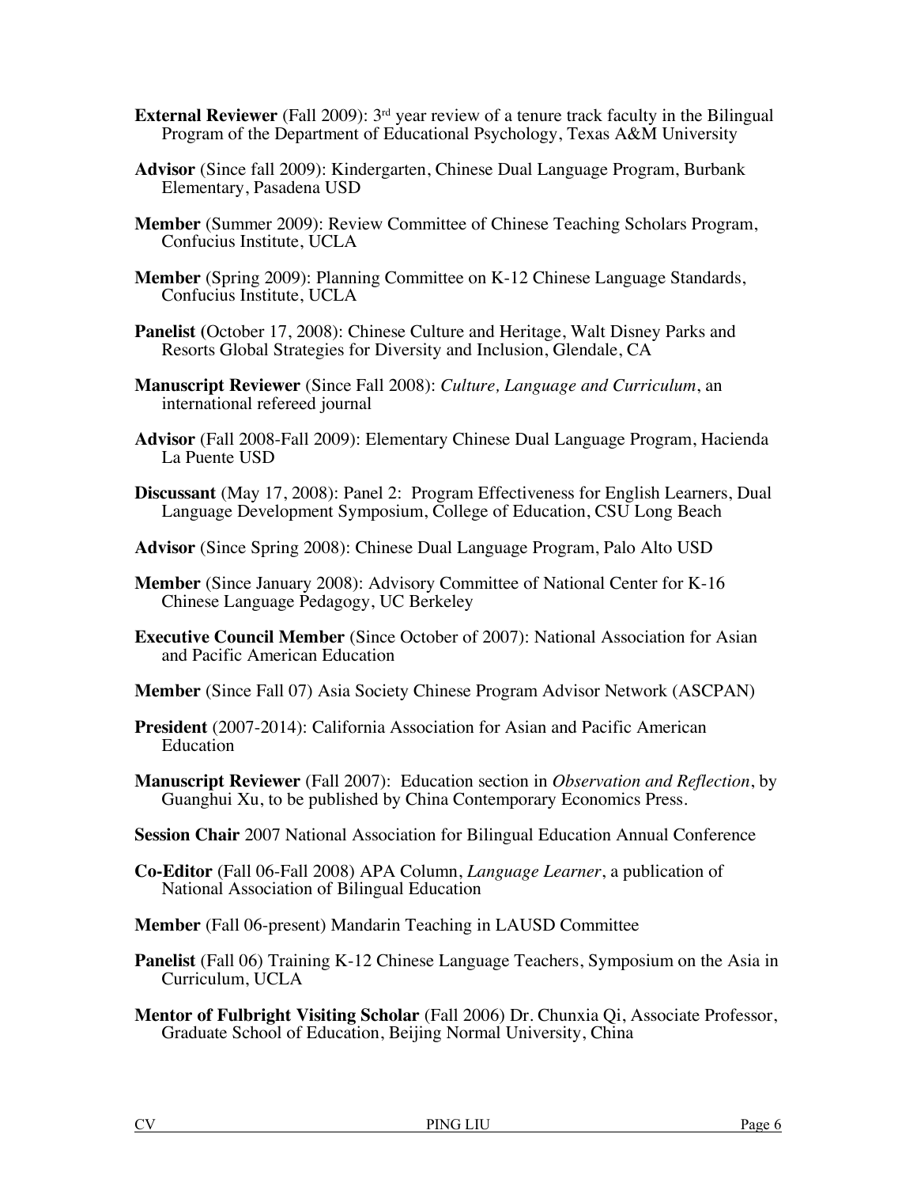**External Reviewer** (Fall 2009): 3rd year review of a tenure track faculty in the Bilingual Program of the Department of Educational Psychology, Texas A&M University

**Advisor** (Since fall 2009): Kindergarten, Chinese Dual Language Program, Burbank Elementary, Pasadena USD

**Member** (Summer 2009): Review Committee of Chinese Teaching Scholars Program, Confucius Institute, UCLA

**Member** (Spring 2009): Planning Committee on K-12 Chinese Language Standards, Confucius Institute, UCLA

**Panelist** (October 17, 2008): Chinese Culture and Heritage, Walt Disney Parks and Resorts Global Strategies for Diversity and Inclusion, Glendale, CA

**Manuscript Reviewer** (Since Fall 2008): *Culture, Language and Curriculum*, an international refereed journal

**Advisor** (Fall 2008-Fall 2009): Elementary Chinese Dual Language Program, Hacienda La Puente USD

**Discussant** (May 17, 2008): Panel 2: Program Effectiveness for English Learners, Dual Language Development Symposium, College of Education, CSU Long Beach

**Advisor** (Since Spring 2008): Chinese Dual Language Program, Palo Alto USD

**Member** (Since January 2008): Advisory Committee of National Center for K-16 Chinese Language Pedagogy, UC Berkeley

**Executive Council Member** (Since October of 2007): National Association for Asian and Pacific American Education

**Member** (Since Fall 07) Asia Society Chinese Program Advisor Network (ASCPAN)

**President** (2007-2014): California Association for Asian and Pacific American Education

**Manuscript Reviewer** (Fall 2007): Education section in *Observation and Reflection*, by Guanghui Xu, to be published by China Contemporary Economics Press.

**Session Chair** 2007 National Association for Bilingual Education Annual Conference

**Co-Editor** (Fall 06-Fall 2008) APA Column, *Language Learner*, a publication of National Association of Bilingual Education

**Member** (Fall 06-present) Mandarin Teaching in LAUSD Committee

**Panelist** (Fall 06) Training K-12 Chinese Language Teachers, Symposium on the Asia in Curriculum, UCLA

**Mentor of Fulbright Visiting Scholar** (Fall 2006) Dr. Chunxia Qi, Associate Professor, Graduate School of Education, Beijing Normal University, China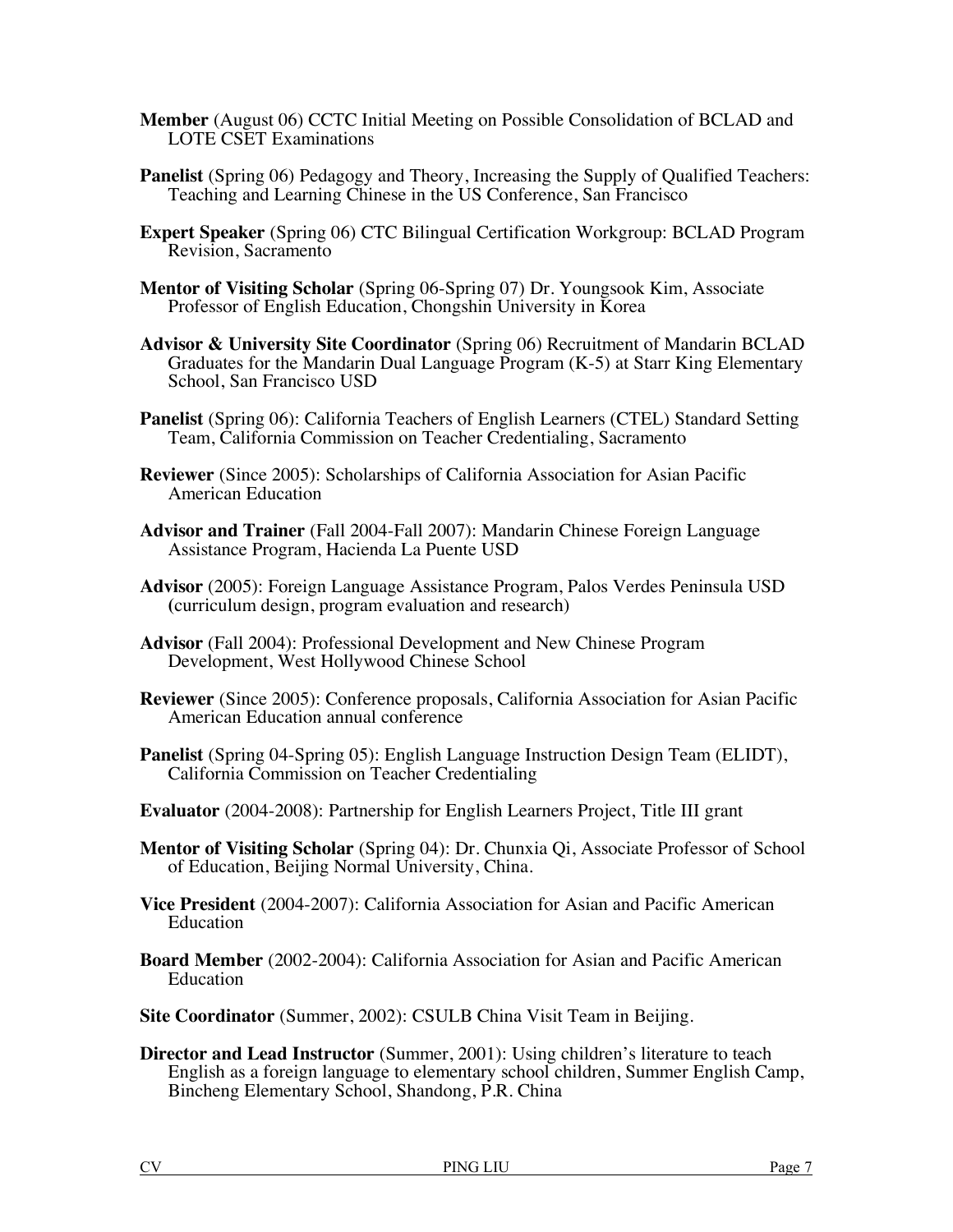**Member** (August 06) CCTC Initial Meeting on Possible Consolidation of BCLAD and LOTE CSET Examinations

**Panelist** (Spring 06) Pedagogy and Theory, Increasing the Supply of Qualified Teachers: Teaching and Learning Chinese in the US Conference, San Francisco

**Expert Speaker** (Spring 06) CTC Bilingual Certification Workgroup: BCLAD Program Revision, Sacramento

**Mentor of Visiting Scholar** (Spring 06-Spring 07) Dr. Youngsook Kim, Associate Professor of English Education, Chongshin University in Korea

**Advisor & University Site Coordinator** (Spring 06) Recruitment of Mandarin BCLAD Graduates for the Mandarin Dual Language Program (K-5) at Starr King Elementary School, San Francisco USD

**Panelist** (Spring 06): California Teachers of English Learners (CTEL) Standard Setting Team, California Commission on Teacher Credentialing, Sacramento

**Reviewer** (Since 2005): Scholarships of California Association for Asian Pacific American Education

**Advisor and Trainer** (Fall 2004-Fall 2007): Mandarin Chinese Foreign Language Assistance Program, Hacienda La Puente USD

**Advisor** (2005): Foreign Language Assistance Program, Palos Verdes Peninsula USD (curriculum design, program evaluation and research)

**Advisor** (Fall 2004): Professional Development and New Chinese Program Development, West Hollywood Chinese School

**Reviewer** (Since 2005): Conference proposals, California Association for Asian Pacific American Education annual conference

**Panelist** (Spring 04-Spring 05): English Language Instruction Design Team (ELIDT), California Commission on Teacher Credentialing

**Evaluator** (2004-2008): Partnership for English Learners Project, Title III grant

**Mentor of Visiting Scholar** (Spring 04): Dr. Chunxia Qi, Associate Professor of School of Education, Beijing Normal University, China.

**Vice President** (2004-2007): California Association for Asian and Pacific American Education

**Board Member** (2002-2004): California Association for Asian and Pacific American Education

**Site Coordinator** (Summer, 2002): CSULB China Visit Team in Beijing.

**Director and Lead Instructor** (Summer, 2001): Using children's literature to teach English as a foreign language to elementary school children, Summer English Camp, Bincheng Elementary School, Shandong, P.R. China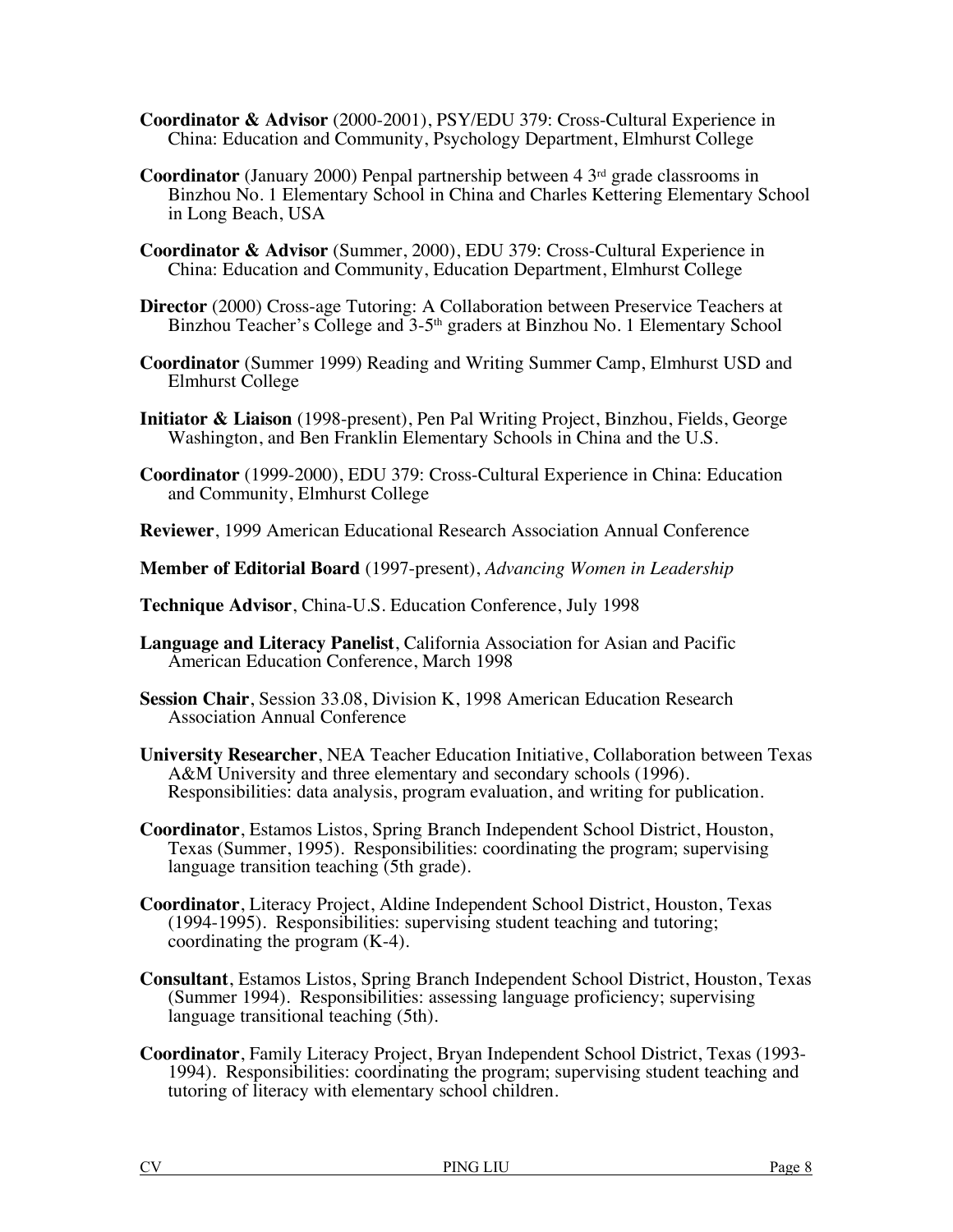**Coordinator & Advisor** (2000-2001), PSY/EDU 379: Cross-Cultural Experience in China: Education and Community, Psychology Department, Elmhurst College

**Coordinator** (January 2000) Penpal partnership between 4 3rd grade classrooms in Binzhou No. 1 Elementary School in China and Charles Kettering Elementary School in Long Beach, USA

**Coordinator & Advisor** (Summer, 2000), EDU 379: Cross-Cultural Experience in China: Education and Community, Education Department, Elmhurst College

**Director** (2000) Cross-age Tutoring: A Collaboration between Preservice Teachers at Binzhou Teacher's College and 3-5th graders at Binzhou No. 1 Elementary School

**Coordinator** (Summer 1999) Reading and Writing Summer Camp, Elmhurst USD and Elmhurst College

**Initiator & Liaison** (1998-present), Pen Pal Writing Project, Binzhou, Fields, George Washington, and Ben Franklin Elementary Schools in China and the U.S.

**Coordinator** (1999-2000), EDU 379: Cross-Cultural Experience in China: Education and Community, Elmhurst College

**Reviewer**, 1999 American Educational Research Association Annual Conference

**Member of Editorial Board** (1997-present), *Advancing Women in Leadership*

**Technique Advisor**, China-U.S. Education Conference, July 1998

**Language and Literacy Panelist**, California Association for Asian and Pacific American Education Conference, March 1998

**Session Chair**, Session 33.08, Division K, 1998 American Education Research Association Annual Conference

**University Researcher**, NEA Teacher Education Initiative, Collaboration between Texas A&M University and three elementary and secondary schools (1996). Responsibilities: data analysis, program evaluation, and writing for publication.

**Coordinator**, Estamos Listos, Spring Branch Independent School District, Houston, Texas (Summer, 1995). Responsibilities: coordinating the program; supervising language transition teaching (5th grade).

**Coordinator**, Literacy Project, Aldine Independent School District, Houston, Texas (1994-1995). Responsibilities: supervising student teaching and tutoring; coordinating the program (K-4).

**Consultant**, Estamos Listos, Spring Branch Independent School District, Houston, Texas (Summer 1994). Responsibilities: assessing language proficiency; supervising language transitional teaching (5th).

**Coordinator**, Family Literacy Project, Bryan Independent School District, Texas (1993-1994). Responsibilities: coordinating the program; supervising student teaching and tutoring of literacy with elementary school children.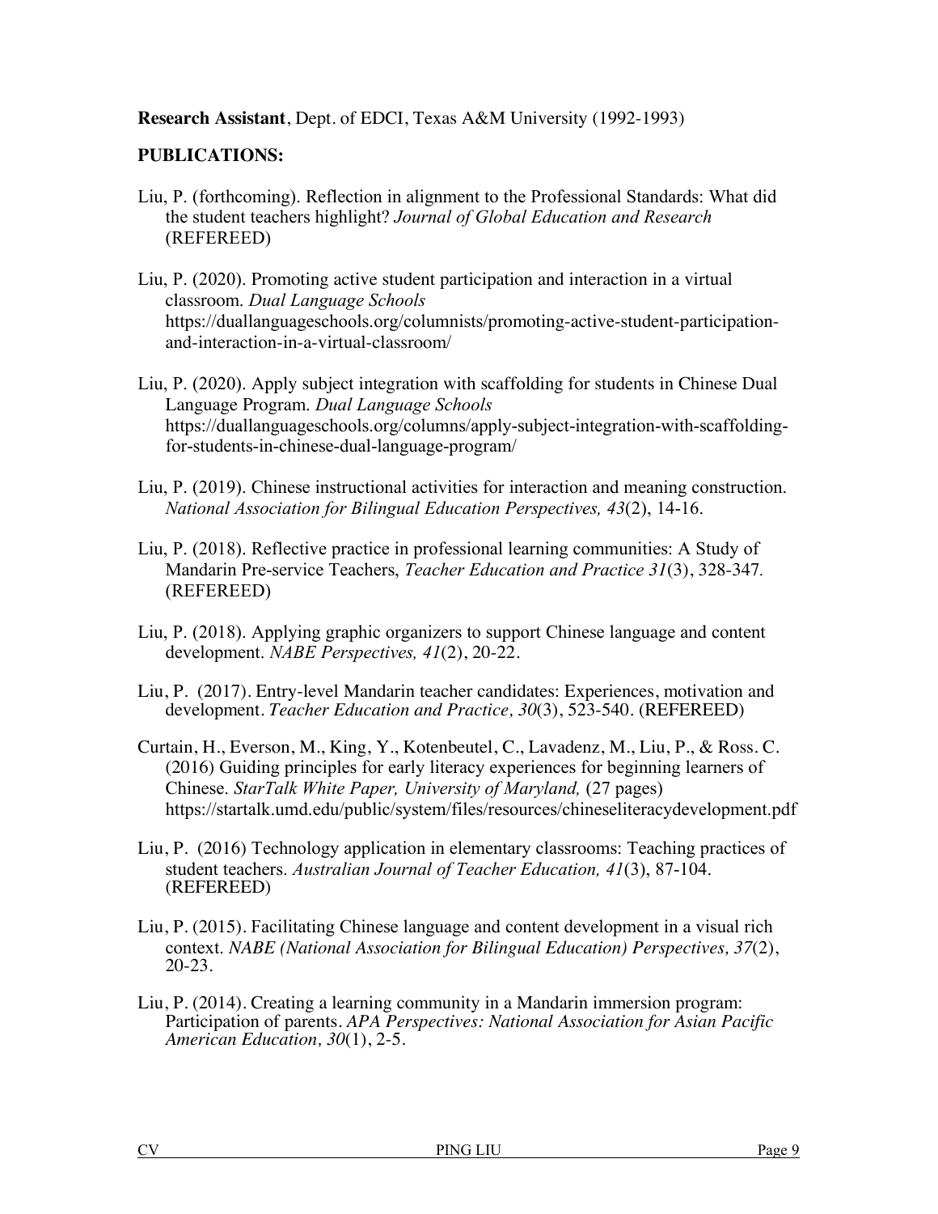**Research Assistant**, Dept. of EDCI, Texas A&M University (1992-1993)

**PUBLICATIONS:**

Liu, P. (forthcoming). Reflection in alignment to the Professional Standards: What did the student teachers highlight? *Journal of Global Education and Research* (REFEREED)

Liu, P. (2020). Promoting active student participation and interaction in a virtual classroom. *Dual Language Schools* https://duallanguageschools.org/columnists/promoting-active-student-participation-and-interaction-in-a-virtual-classroom/

Liu, P. (2020). Apply subject integration with scaffolding for students in Chinese Dual Language Program. *Dual Language Schools* https://duallanguageschools.org/columns/apply-subject-integration-with-scaffolding-for-students-in-chinese-dual-language-program/

Liu, P. (2019). Chinese instructional activities for interaction and meaning construction. *National Association for Bilingual Education Perspectives, 43*(2), 14-16.

Liu, P. (2018). Reflective practice in professional learning communities: A Study of Mandarin Pre-service Teachers, *Teacher Education and Practice 31*(3), 328-347. (REFEREED)

Liu, P. (2018). Applying graphic organizers to support Chinese language and content development. *NABE Perspectives, 41*(2), 20-22.

Liu, P. (2017). Entry-level Mandarin teacher candidates: Experiences, motivation and development. *Teacher Education and Practice, 30*(3), 523-540. (REFEREED)

Curtain, H., Everson, M., King, Y., Kotenbeutel, C., Lavadenz, M., Liu, P., & Ross. C. (2016) Guiding principles for early literacy experiences for beginning learners of Chinese. *StarTalk White Paper, University of Maryland,* (27 pages) https://startalk.umd.edu/public/system/files/resources/chineseliteracydevelopment.pdf

Liu, P. (2016) Technology application in elementary classrooms: Teaching practices of student teachers. *Australian Journal of Teacher Education, 41*(3), 87-104. (REFEREED)

Liu, P. (2015). Facilitating Chinese language and content development in a visual rich context. *NABE (National Association for Bilingual Education) Perspectives, 37*(2), 20-23.

Liu, P. (2014). Creating a learning community in a Mandarin immersion program: Participation of parents. *APA Perspectives: National Association for Asian Pacific American Education, 30*(1), 2-5.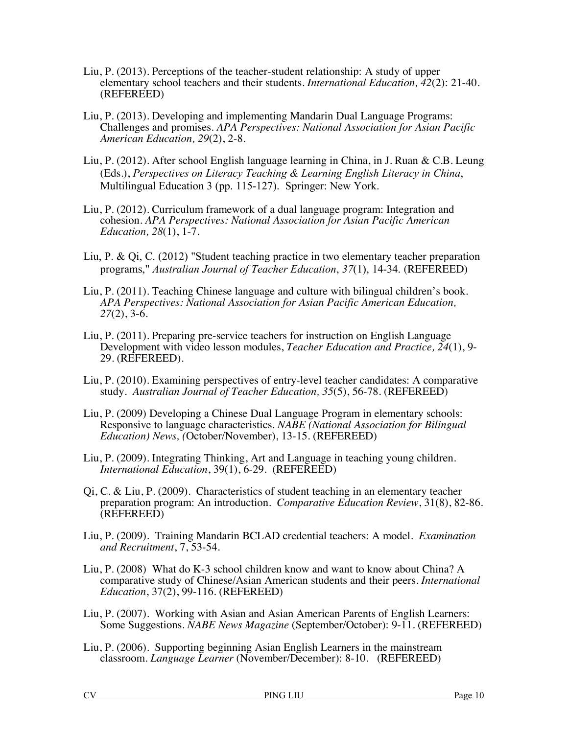Liu, P. (2013). Perceptions of the teacher-student relationship: A study of upper elementary school teachers and their students. *International Education, 42*(2): 21-40. (REFEREED)

Liu, P. (2013). Developing and implementing Mandarin Dual Language Programs: Challenges and promises. *APA Perspectives: National Association for Asian Pacific American Education, 29*(2), 2-8.

Liu, P. (2012). After school English language learning in China, in J. Ruan & C.B. Leung (Eds.), *Perspectives on Literacy Teaching & Learning English Literacy in China*, Multilingual Education 3 (pp. 115-127). Springer: New York.

Liu, P. (2012). Curriculum framework of a dual language program: Integration and cohesion. *APA Perspectives: National Association for Asian Pacific American Education, 28*(1), 1-7.

Liu, P. & Qi, C. (2012) "Student teaching practice in two elementary teacher preparation programs," *Australian Journal of Teacher Education*, *37*(1), 14-34. (REFEREED)

Liu, P. (2011). Teaching Chinese language and culture with bilingual children's book. *APA Perspectives: National Association for Asian Pacific American Education, 27*(2), 3-6.

Liu, P. (2011). Preparing pre-service teachers for instruction on English Language Development with video lesson modules, *Teacher Education and Practice, 24*(1), 9-29. (REFEREED).

Liu, P. (2010). Examining perspectives of entry-level teacher candidates: A comparative study. *Australian Journal of Teacher Education, 35*(5), 56-78. (REFEREED)

Liu, P. (2009) Developing a Chinese Dual Language Program in elementary schools: Responsive to language characteristics. *NABE (National Association for Bilingual Education) News, (*October/November), 13-15. (REFEREED)

Liu, P. (2009). Integrating Thinking, Art and Language in teaching young children. *International Education*, 39(1), 6-29. (REFEREED)

Qi, C. & Liu, P. (2009). Characteristics of student teaching in an elementary teacher preparation program: An introduction. *Comparative Education Review*, 31(8), 82-86. (REFEREED)

Liu, P. (2009). Training Mandarin BCLAD credential teachers: A model. *Examination and Recruitment*, 7, 53-54.

Liu, P. (2008) What do K-3 school children know and want to know about China? A comparative study of Chinese/Asian American students and their peers. *International Education*, 37(2), 99-116. (REFEREED)

Liu, P. (2007). Working with Asian and Asian American Parents of English Learners: Some Suggestions. *NABE News Magazine* (September/October): 9-11. (REFEREED)

Liu, P. (2006). Supporting beginning Asian English Learners in the mainstream classroom. *Language Learner* (November/December): 8-10. (REFEREED)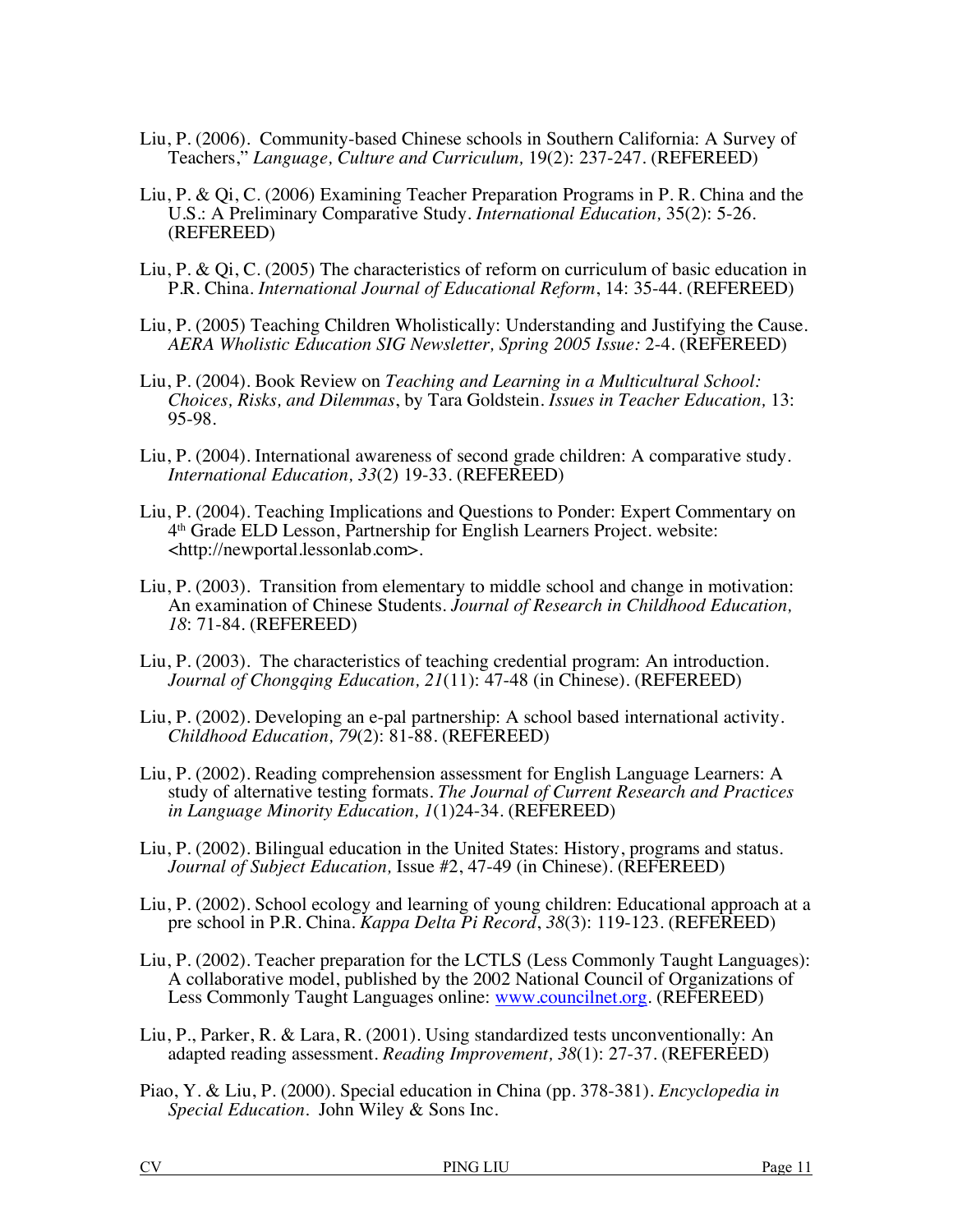Liu, P. (2006). Community-based Chinese schools in Southern California: A Survey of Teachers," *Language, Culture and Curriculum,* 19(2): 237-247. (REFEREED)

Liu, P. & Qi, C. (2006) Examining Teacher Preparation Programs in P. R. China and the U.S.: A Preliminary Comparative Study. *International Education,* 35(2): 5-26. (REFEREED)

Liu, P. & Qi, C. (2005) The characteristics of reform on curriculum of basic education in P.R. China. *International Journal of Educational Reform*, 14: 35-44. (REFEREED)

Liu, P. (2005) Teaching Children Wholistically: Understanding and Justifying the Cause. *AERA Wholistic Education SIG Newsletter, Spring 2005 Issue:* 2-4. (REFEREED)

Liu, P. (2004). Book Review on *Teaching and Learning in a Multicultural School: Choices, Risks, and Dilemmas*, by Tara Goldstein. *Issues in Teacher Education,* 13: 95-98.

Liu, P. (2004). International awareness of second grade children: A comparative study. *International Education, 33*(2) 19-33. (REFEREED)

Liu, P. (2004). Teaching Implications and Questions to Ponder: Expert Commentary on 4th Grade ELD Lesson, Partnership for English Learners Project. website: <http://newportal.lessonlab.com>.

Liu, P. (2003). Transition from elementary to middle school and change in motivation: An examination of Chinese Students. *Journal of Research in Childhood Education, 18*: 71-84. (REFEREED)

Liu, P. (2003). The characteristics of teaching credential program: An introduction. *Journal of Chongqing Education, 21*(11): 47-48 (in Chinese). (REFEREED)

Liu, P. (2002). Developing an e-pal partnership: A school based international activity. *Childhood Education, 79*(2): 81-88. (REFEREED)

Liu, P. (2002). Reading comprehension assessment for English Language Learners: A study of alternative testing formats. *The Journal of Current Research and Practices in Language Minority Education, 1*(1)24-34. (REFEREED)

Liu, P. (2002). Bilingual education in the United States: History, programs and status. *Journal of Subject Education,* Issue #2, 47-49 (in Chinese). (REFEREED)

Liu, P. (2002). School ecology and learning of young children: Educational approach at a pre school in P.R. China. *Kappa Delta Pi Record*, *38*(3): 119-123. (REFEREED)

Liu, P. (2002). Teacher preparation for the LCTLS (Less Commonly Taught Languages): A collaborative model, published by the 2002 National Council of Organizations of Less Commonly Taught Languages online: [www.councilnet.org](www.councilnet.org). (REFEREED)

Liu, P., Parker, R. & Lara, R. (2001). Using standardized tests unconventionally: An adapted reading assessment. *Reading Improvement, 38*(1): 27-37. (REFEREED)

Piao, Y. & Liu, P. (2000). Special education in China (pp. 378-381). *Encyclopedia in Special Education*. John Wiley & Sons Inc.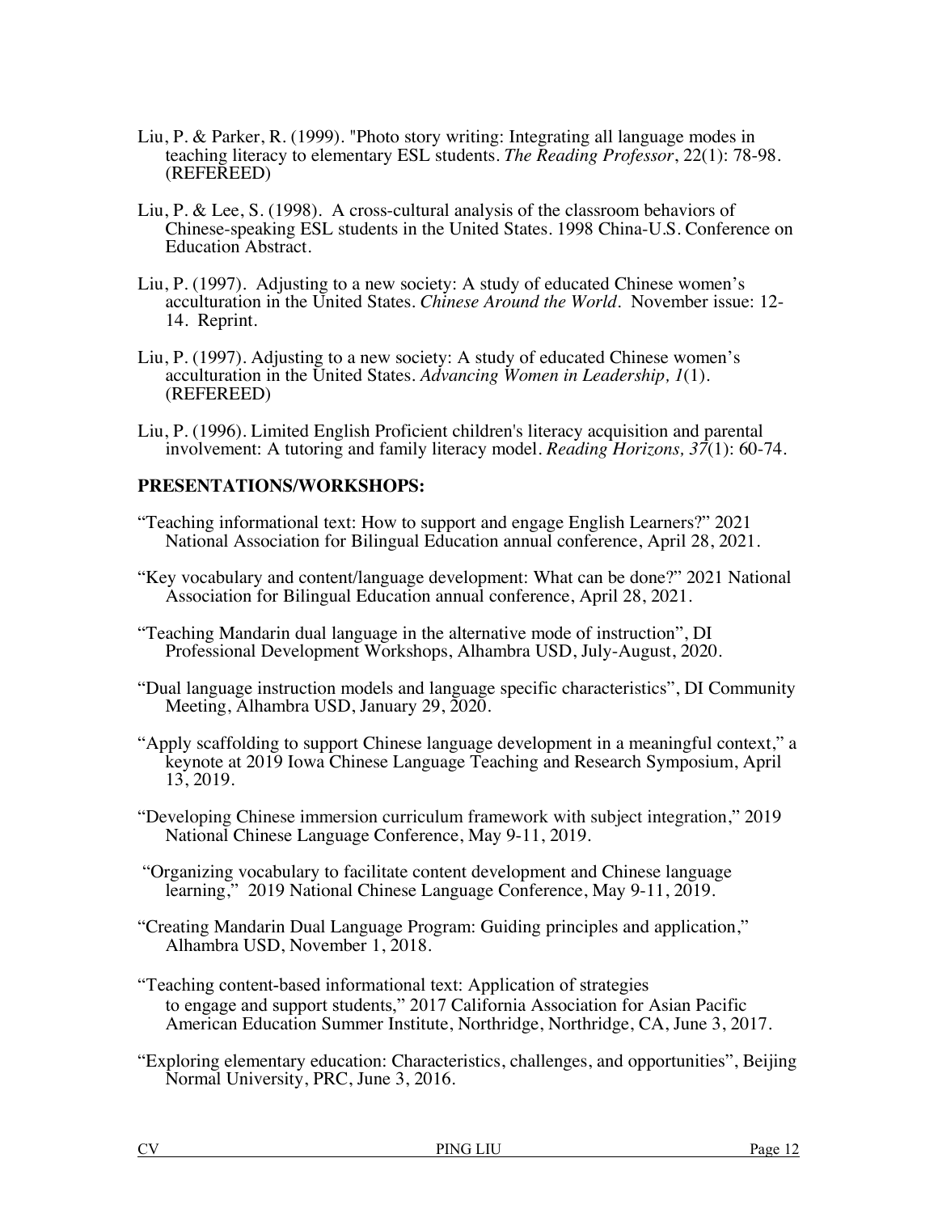Liu, P. & Parker, R. (1999). "Photo story writing: Integrating all language modes in teaching literacy to elementary ESL students. *The Reading Professor*, 22(1): 78-98. (REFEREED)

Liu, P. & Lee, S. (1998). A cross-cultural analysis of the classroom behaviors of Chinese-speaking ESL students in the United States. 1998 China-U.S. Conference on Education Abstract.

Liu, P. (1997). Adjusting to a new society: A study of educated Chinese women's acculturation in the United States. *Chinese Around the World*. November issue: 12-14. Reprint.

Liu, P. (1997). Adjusting to a new society: A study of educated Chinese women's acculturation in the United States. *Advancing Women in Leadership, 1*(1). (REFEREED)

Liu, P. (1996). Limited English Proficient children's literacy acquisition and parental involvement: A tutoring and family literacy model. *Reading Horizons, 37*(1): 60-74.

**PRESENTATIONS/WORKSHOPS:**

"Teaching informational text: How to support and engage English Learners?" 2021 National Association for Bilingual Education annual conference, April 28, 2021.

"Key vocabulary and content/language development: What can be done?" 2021 National Association for Bilingual Education annual conference, April 28, 2021.

"Teaching Mandarin dual language in the alternative mode of instruction", DI Professional Development Workshops, Alhambra USD, July-August, 2020.

"Dual language instruction models and language specific characteristics", DI Community Meeting, Alhambra USD, January 29, 2020.

"Apply scaffolding to support Chinese language development in a meaningful context," a keynote at 2019 Iowa Chinese Language Teaching and Research Symposium, April 13, 2019.

"Developing Chinese immersion curriculum framework with subject integration," 2019 National Chinese Language Conference, May 9-11, 2019.

"Organizing vocabulary to facilitate content development and Chinese language learning," 2019 National Chinese Language Conference, May 9-11, 2019.

"Creating Mandarin Dual Language Program: Guiding principles and application," Alhambra USD, November 1, 2018.

"Teaching content-based informational text: Application of strategies to engage and support students," 2017 California Association for Asian Pacific American Education Summer Institute, Northridge, Northridge, CA, June 3, 2017.

"Exploring elementary education: Characteristics, challenges, and opportunities", Beijing Normal University, PRC, June 3, 2016.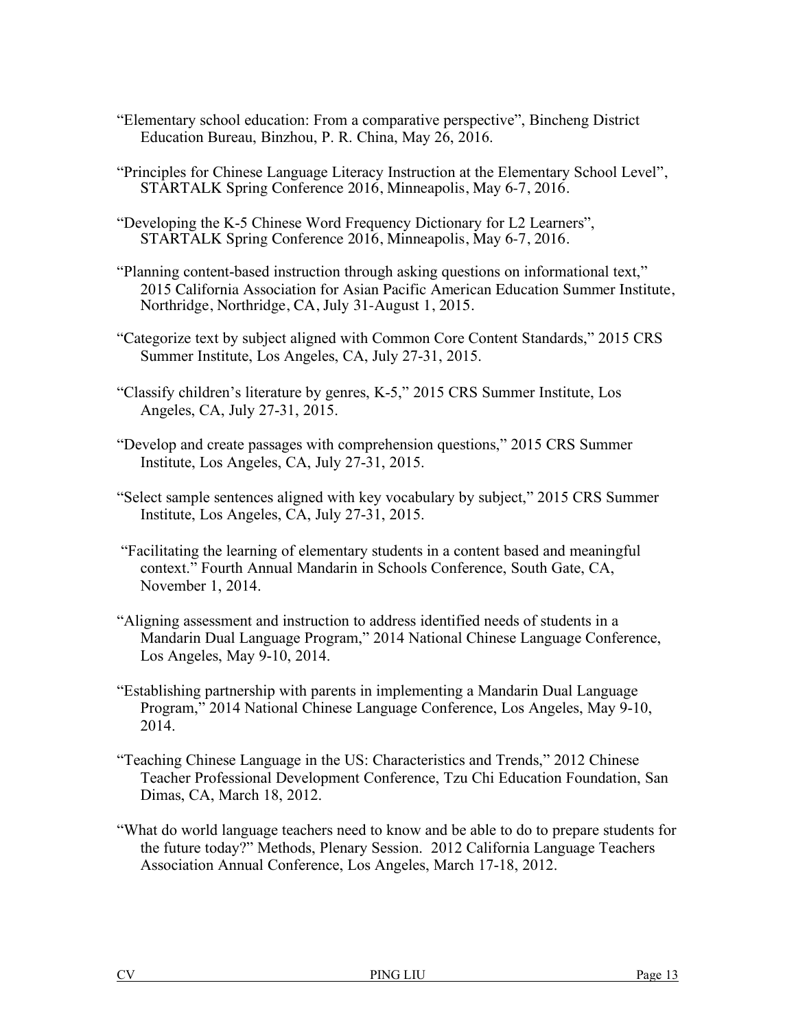"Elementary school education: From a comparative perspective", Bincheng District Education Bureau, Binzhou, P. R. China, May 26, 2016.

"Principles for Chinese Language Literacy Instruction at the Elementary School Level", STARTALK Spring Conference 2016, Minneapolis, May 6-7, 2016.

"Developing the K-5 Chinese Word Frequency Dictionary for L2 Learners", STARTALK Spring Conference 2016, Minneapolis, May 6-7, 2016.

"Planning content-based instruction through asking questions on informational text," 2015 California Association for Asian Pacific American Education Summer Institute, Northridge, Northridge, CA, July 31-August 1, 2015.

"Categorize text by subject aligned with Common Core Content Standards," 2015 CRS Summer Institute, Los Angeles, CA, July 27-31, 2015.

"Classify children's literature by genres, K-5," 2015 CRS Summer Institute, Los Angeles, CA, July 27-31, 2015.

"Develop and create passages with comprehension questions," 2015 CRS Summer Institute, Los Angeles, CA, July 27-31, 2015.

"Select sample sentences aligned with key vocabulary by subject," 2015 CRS Summer Institute, Los Angeles, CA, July 27-31, 2015.

"Facilitating the learning of elementary students in a content based and meaningful context." Fourth Annual Mandarin in Schools Conference, South Gate, CA, November 1, 2014.

"Aligning assessment and instruction to address identified needs of students in a Mandarin Dual Language Program," 2014 National Chinese Language Conference, Los Angeles, May 9-10, 2014.

"Establishing partnership with parents in implementing a Mandarin Dual Language Program," 2014 National Chinese Language Conference, Los Angeles, May 9-10, 2014.

"Teaching Chinese Language in the US: Characteristics and Trends," 2012 Chinese Teacher Professional Development Conference, Tzu Chi Education Foundation, San Dimas, CA, March 18, 2012.

"What do world language teachers need to know and be able to do to prepare students for the future today?" Methods, Plenary Session. 2012 California Language Teachers Association Annual Conference, Los Angeles, March 17-18, 2012.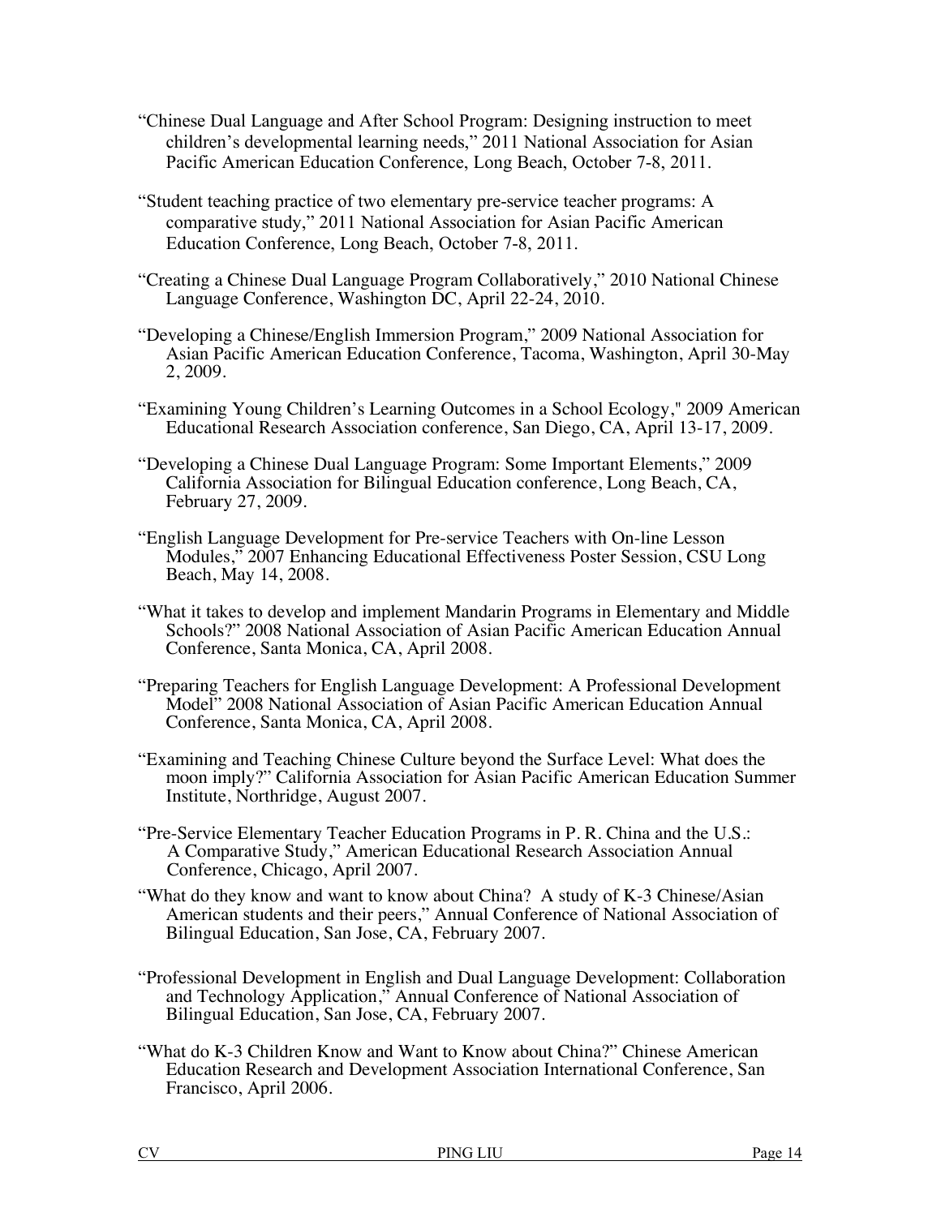"Chinese Dual Language and After School Program: Designing instruction to meet children's developmental learning needs," 2011 National Association for Asian Pacific American Education Conference, Long Beach, October 7-8, 2011.

"Student teaching practice of two elementary pre-service teacher programs: A comparative study," 2011 National Association for Asian Pacific American Education Conference, Long Beach, October 7-8, 2011.

"Creating a Chinese Dual Language Program Collaboratively," 2010 National Chinese Language Conference, Washington DC, April 22-24, 2010.

"Developing a Chinese/English Immersion Program," 2009 National Association for Asian Pacific American Education Conference, Tacoma, Washington, April 30-May 2, 2009.

"Examining Young Children's Learning Outcomes in a School Ecology," 2009 American Educational Research Association conference, San Diego, CA, April 13-17, 2009.

"Developing a Chinese Dual Language Program: Some Important Elements," 2009 California Association for Bilingual Education conference, Long Beach, CA, February 27, 2009.

"English Language Development for Pre-service Teachers with On-line Lesson Modules," 2007 Enhancing Educational Effectiveness Poster Session, CSU Long Beach, May 14, 2008.

"What it takes to develop and implement Mandarin Programs in Elementary and Middle Schools?" 2008 National Association of Asian Pacific American Education Annual Conference, Santa Monica, CA, April 2008.

"Preparing Teachers for English Language Development: A Professional Development Model" 2008 National Association of Asian Pacific American Education Annual Conference, Santa Monica, CA, April 2008.

"Examining and Teaching Chinese Culture beyond the Surface Level: What does the moon imply?" California Association for Asian Pacific American Education Summer Institute, Northridge, August 2007.

"Pre-Service Elementary Teacher Education Programs in P. R. China and the U.S.: A Comparative Study," American Educational Research Association Annual Conference, Chicago, April 2007.

"What do they know and want to know about China? A study of K-3 Chinese/Asian American students and their peers," Annual Conference of National Association of Bilingual Education, San Jose, CA, February 2007.

"Professional Development in English and Dual Language Development: Collaboration and Technology Application," Annual Conference of National Association of Bilingual Education, San Jose, CA, February 2007.

"What do K-3 Children Know and Want to Know about China?" Chinese American Education Research and Development Association International Conference, San Francisco, April 2006.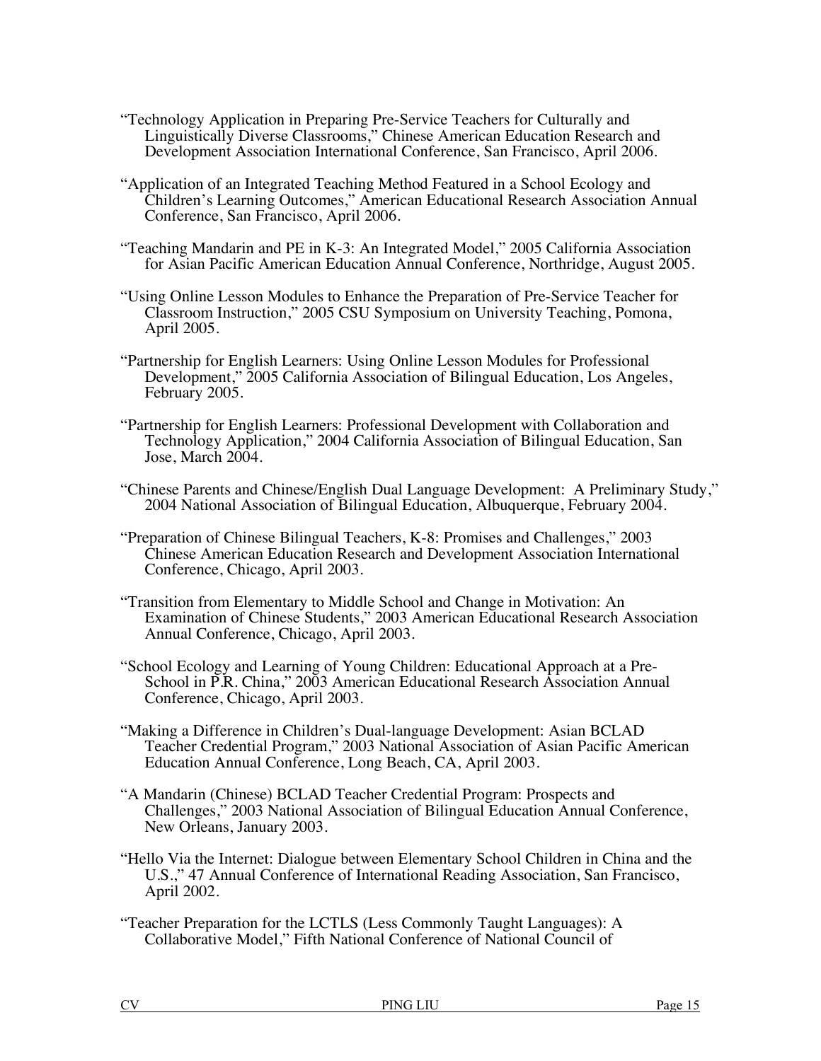"Technology Application in Preparing Pre-Service Teachers for Culturally and Linguistically Diverse Classrooms," Chinese American Education Research and Development Association International Conference, San Francisco, April 2006.

"Application of an Integrated Teaching Method Featured in a School Ecology and Children's Learning Outcomes," American Educational Research Association Annual Conference, San Francisco, April 2006.

"Teaching Mandarin and PE in K-3: An Integrated Model," 2005 California Association for Asian Pacific American Education Annual Conference, Northridge, August 2005.

"Using Online Lesson Modules to Enhance the Preparation of Pre-Service Teacher for Classroom Instruction," 2005 CSU Symposium on University Teaching, Pomona, April 2005.

"Partnership for English Learners: Using Online Lesson Modules for Professional Development," 2005 California Association of Bilingual Education, Los Angeles, February 2005.

"Partnership for English Learners: Professional Development with Collaboration and Technology Application," 2004 California Association of Bilingual Education, San Jose, March 2004.

"Chinese Parents and Chinese/English Dual Language Development: A Preliminary Study," 2004 National Association of Bilingual Education, Albuquerque, February 2004.

"Preparation of Chinese Bilingual Teachers, K-8: Promises and Challenges," 2003 Chinese American Education Research and Development Association International Conference, Chicago, April 2003.

"Transition from Elementary to Middle School and Change in Motivation: An Examination of Chinese Students," 2003 American Educational Research Association Annual Conference, Chicago, April 2003.

"School Ecology and Learning of Young Children: Educational Approach at a Pre-School in P.R. China," 2003 American Educational Research Association Annual Conference, Chicago, April 2003.

"Making a Difference in Children's Dual-language Development: Asian BCLAD Teacher Credential Program," 2003 National Association of Asian Pacific American Education Annual Conference, Long Beach, CA, April 2003.

"A Mandarin (Chinese) BCLAD Teacher Credential Program: Prospects and Challenges," 2003 National Association of Bilingual Education Annual Conference, New Orleans, January 2003.

"Hello Via the Internet: Dialogue between Elementary School Children in China and the U.S.," 47 Annual Conference of International Reading Association, San Francisco, April 2002.

"Teacher Preparation for the LCTLS (Less Commonly Taught Languages): A Collaborative Model," Fifth National Conference of National Council of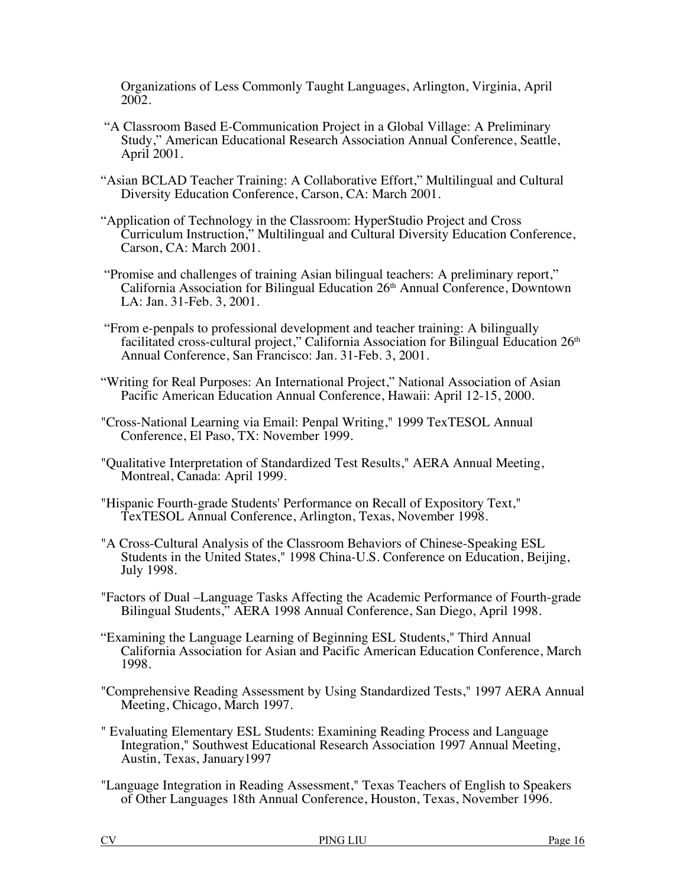Organizations of Less Commonly Taught Languages, Arlington, Virginia, April 2002.

"A Classroom Based E-Communication Project in a Global Village: A Preliminary Study," American Educational Research Association Annual Conference, Seattle, April 2001.

"Asian BCLAD Teacher Training: A Collaborative Effort," Multilingual and Cultural Diversity Education Conference, Carson, CA: March 2001.

"Application of Technology in the Classroom: HyperStudio Project and Cross Curriculum Instruction," Multilingual and Cultural Diversity Education Conference, Carson, CA: March 2001.

"Promise and challenges of training Asian bilingual teachers: A preliminary report," California Association for Bilingual Education 26th Annual Conference, Downtown LA: Jan. 31-Feb. 3, 2001.

"From e-penpals to professional development and teacher training: A bilingually facilitated cross-cultural project," California Association for Bilingual Education 26th Annual Conference, San Francisco: Jan. 31-Feb. 3, 2001.

"Writing for Real Purposes: An International Project," National Association of Asian Pacific American Education Annual Conference, Hawaii: April 12-15, 2000.

"Cross-National Learning via Email: Penpal Writing," 1999 TexTESOL Annual Conference, El Paso, TX: November 1999.

"Qualitative Interpretation of Standardized Test Results," AERA Annual Meeting, Montreal, Canada: April 1999.

"Hispanic Fourth-grade Students' Performance on Recall of Expository Text," TexTESOL Annual Conference, Arlington, Texas, November 1998.

"A Cross-Cultural Analysis of the Classroom Behaviors of Chinese-Speaking ESL Students in the United States," 1998 China-U.S. Conference on Education, Beijing, July 1998.

"Factors of Dual –Language Tasks Affecting the Academic Performance of Fourth-grade Bilingual Students," AERA 1998 Annual Conference, San Diego, April 1998.

"Examining the Language Learning of Beginning ESL Students," Third Annual California Association for Asian and Pacific American Education Conference, March 1998.

"Comprehensive Reading Assessment by Using Standardized Tests," 1997 AERA Annual Meeting, Chicago, March 1997.

" Evaluating Elementary ESL Students: Examining Reading Process and Language Integration," Southwest Educational Research Association 1997 Annual Meeting, Austin, Texas, January1997

"Language Integration in Reading Assessment," Texas Teachers of English to Speakers of Other Languages 18th Annual Conference, Houston, Texas, November 1996.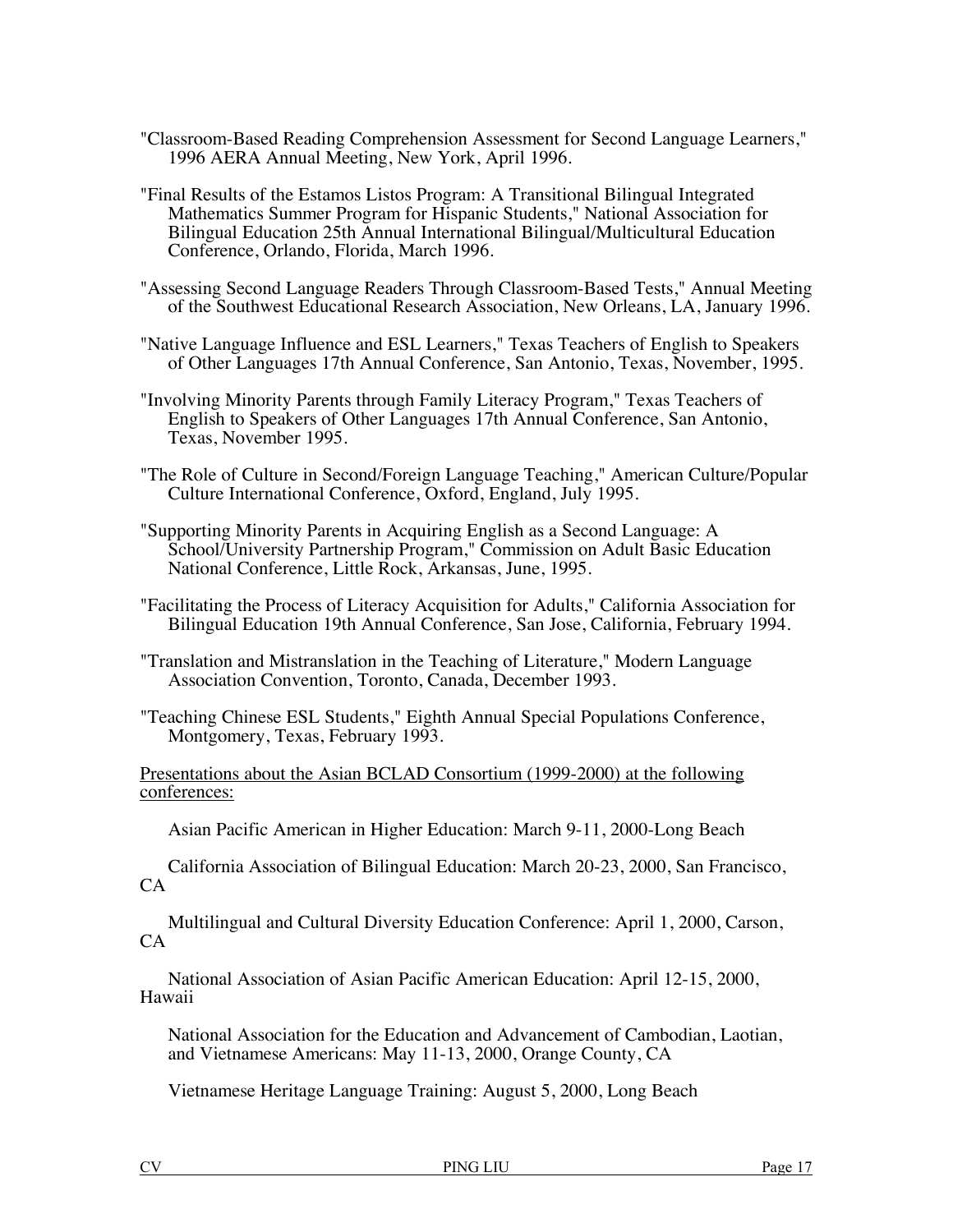"Classroom-Based Reading Comprehension Assessment for Second Language Learners," 1996 AERA Annual Meeting, New York, April 1996.

"Final Results of the Estamos Listos Program: A Transitional Bilingual Integrated Mathematics Summer Program for Hispanic Students," National Association for Bilingual Education 25th Annual International Bilingual/Multicultural Education Conference, Orlando, Florida, March 1996.

"Assessing Second Language Readers Through Classroom-Based Tests," Annual Meeting of the Southwest Educational Research Association, New Orleans, LA, January 1996.

"Native Language Influence and ESL Learners," Texas Teachers of English to Speakers of Other Languages 17th Annual Conference, San Antonio, Texas, November, 1995.

"Involving Minority Parents through Family Literacy Program," Texas Teachers of English to Speakers of Other Languages 17th Annual Conference, San Antonio, Texas, November 1995.

"The Role of Culture in Second/Foreign Language Teaching," American Culture/Popular Culture International Conference, Oxford, England, July 1995.

"Supporting Minority Parents in Acquiring English as a Second Language: A School/University Partnership Program," Commission on Adult Basic Education National Conference, Little Rock, Arkansas, June, 1995.

"Facilitating the Process of Literacy Acquisition for Adults," California Association for Bilingual Education 19th Annual Conference, San Jose, California, February 1994.

"Translation and Mistranslation in the Teaching of Literature," Modern Language Association Convention, Toronto, Canada, December 1993.

"Teaching Chinese ESL Students," Eighth Annual Special Populations Conference, Montgomery, Texas, February 1993.

<u>Presentations about the Asian BCLAD Consortium (1999-2000) at the following conferences:</u>

Asian Pacific American in Higher Education: March 9-11, 2000-Long Beach

California Association of Bilingual Education: March 20-23, 2000, San Francisco, CA

Multilingual and Cultural Diversity Education Conference: April 1, 2000, Carson, CA

National Association of Asian Pacific American Education: April 12-15, 2000, Hawaii

National Association for the Education and Advancement of Cambodian, Laotian, and Vietnamese Americans: May 11-13, 2000, Orange County, CA

Vietnamese Heritage Language Training: August 5, 2000, Long Beach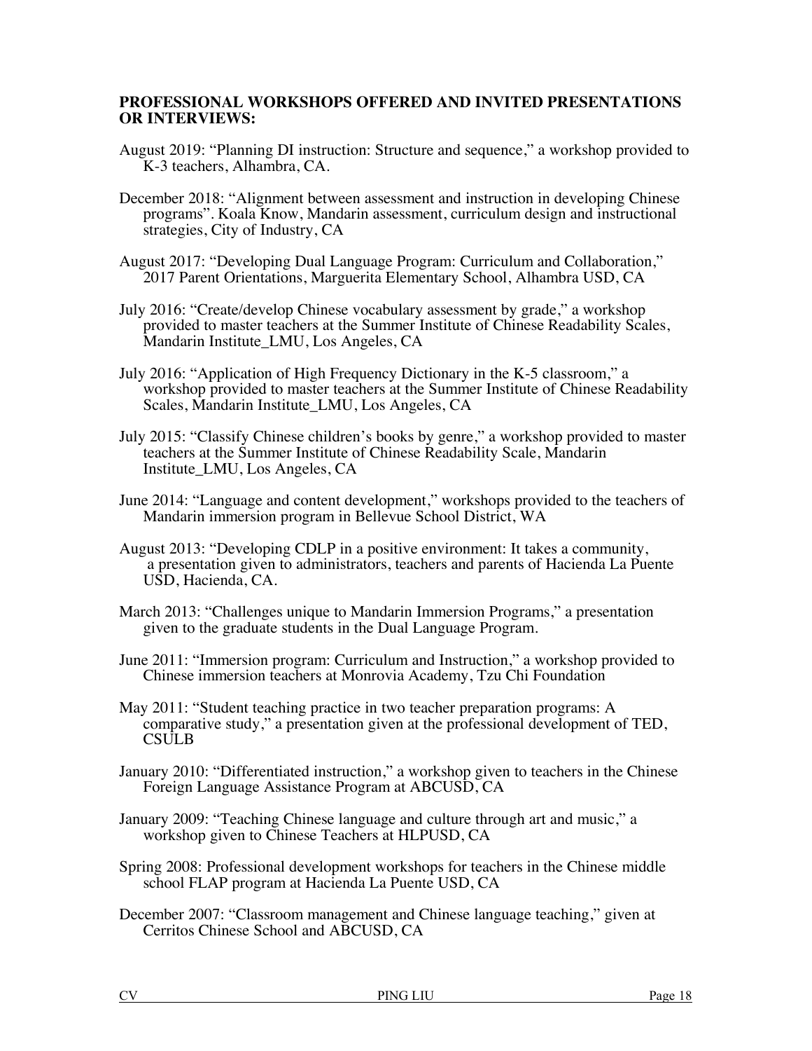**PROFESSIONAL WORKSHOPS OFFERED AND INVITED PRESENTATIONS OR INTERVIEWS:**

August 2019: "Planning DI instruction: Structure and sequence," a workshop provided to K-3 teachers, Alhambra, CA.

December 2018: "Alignment between assessment and instruction in developing Chinese programs". Koala Know, Mandarin assessment, curriculum design and instructional strategies, City of Industry, CA

August 2017: "Developing Dual Language Program: Curriculum and Collaboration," 2017 Parent Orientations, Marguerita Elementary School, Alhambra USD, CA

July 2016: "Create/develop Chinese vocabulary assessment by grade," a workshop provided to master teachers at the Summer Institute of Chinese Readability Scales, Mandarin Institute_LMU, Los Angeles, CA

July 2016: "Application of High Frequency Dictionary in the K-5 classroom," a workshop provided to master teachers at the Summer Institute of Chinese Readability Scales, Mandarin Institute_LMU, Los Angeles, CA

July 2015: "Classify Chinese children's books by genre," a workshop provided to master teachers at the Summer Institute of Chinese Readability Scale, Mandarin Institute_LMU, Los Angeles, CA

June 2014: "Language and content development," workshops provided to the teachers of Mandarin immersion program in Bellevue School District, WA

August 2013: "Developing CDLP in a positive environment: It takes a community, a presentation given to administrators, teachers and parents of Hacienda La Puente USD, Hacienda, CA.

March 2013: "Challenges unique to Mandarin Immersion Programs," a presentation given to the graduate students in the Dual Language Program.

June 2011: "Immersion program: Curriculum and Instruction," a workshop provided to Chinese immersion teachers at Monrovia Academy, Tzu Chi Foundation

May 2011: "Student teaching practice in two teacher preparation programs: A comparative study," a presentation given at the professional development of TED, CSULB

January 2010: "Differentiated instruction," a workshop given to teachers in the Chinese Foreign Language Assistance Program at ABCUSD, CA

January 2009: "Teaching Chinese language and culture through art and music," a workshop given to Chinese Teachers at HLPUSD, CA

Spring 2008: Professional development workshops for teachers in the Chinese middle school FLAP program at Hacienda La Puente USD, CA

December 2007: "Classroom management and Chinese language teaching," given at Cerritos Chinese School and ABCUSD, CA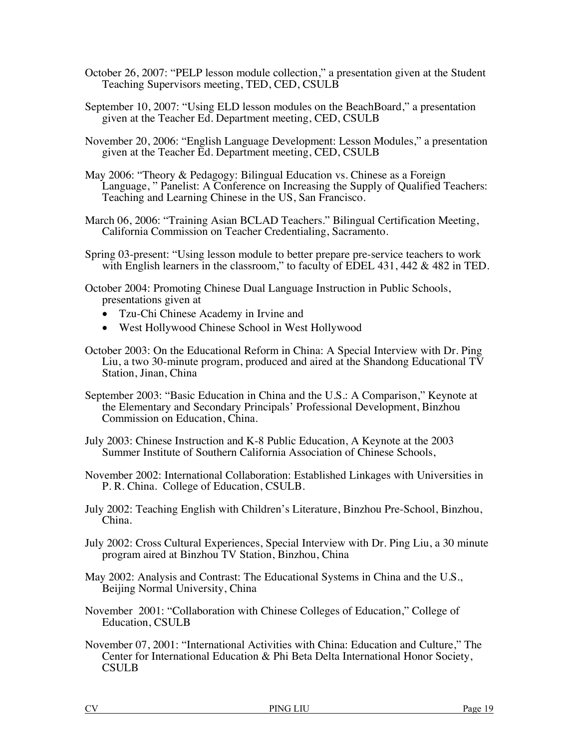October 26, 2007: "PELP lesson module collection," a presentation given at the Student Teaching Supervisors meeting, TED, CED, CSULB

September 10, 2007: "Using ELD lesson modules on the BeachBoard," a presentation given at the Teacher Ed. Department meeting, CED, CSULB

November 20, 2006: "English Language Development: Lesson Modules," a presentation given at the Teacher Ed. Department meeting, CED, CSULB

May 2006: "Theory & Pedagogy: Bilingual Education vs. Chinese as a Foreign Language, " Panelist: A Conference on Increasing the Supply of Qualified Teachers: Teaching and Learning Chinese in the US, San Francisco.

March 06, 2006: "Training Asian BCLAD Teachers." Bilingual Certification Meeting, California Commission on Teacher Credentialing, Sacramento.

Spring 03-present: "Using lesson module to better prepare pre-service teachers to work with English learners in the classroom," to faculty of EDEL 431, 442 & 482 in TED.

October 2004: Promoting Chinese Dual Language Instruction in Public Schools, presentations given at

- Tzu-Chi Chinese Academy in Irvine and
- West Hollywood Chinese School in West Hollywood

October 2003: On the Educational Reform in China: A Special Interview with Dr. Ping Liu, a two 30-minute program, produced and aired at the Shandong Educational TV Station, Jinan, China

September 2003: "Basic Education in China and the U.S.: A Comparison," Keynote at the Elementary and Secondary Principals' Professional Development, Binzhou Commission on Education, China.

July 2003: Chinese Instruction and K-8 Public Education, A Keynote at the 2003 Summer Institute of Southern California Association of Chinese Schools,

November 2002: International Collaboration: Established Linkages with Universities in P. R. China. College of Education, CSULB.

July 2002: Teaching English with Children's Literature, Binzhou Pre-School, Binzhou, China.

July 2002: Cross Cultural Experiences, Special Interview with Dr. Ping Liu, a 30 minute program aired at Binzhou TV Station, Binzhou, China

May 2002: Analysis and Contrast: The Educational Systems in China and the U.S., Beijing Normal University, China

November 2001: "Collaboration with Chinese Colleges of Education," College of Education, CSULB

November 07, 2001: "International Activities with China: Education and Culture," The Center for International Education & Phi Beta Delta International Honor Society, CSULB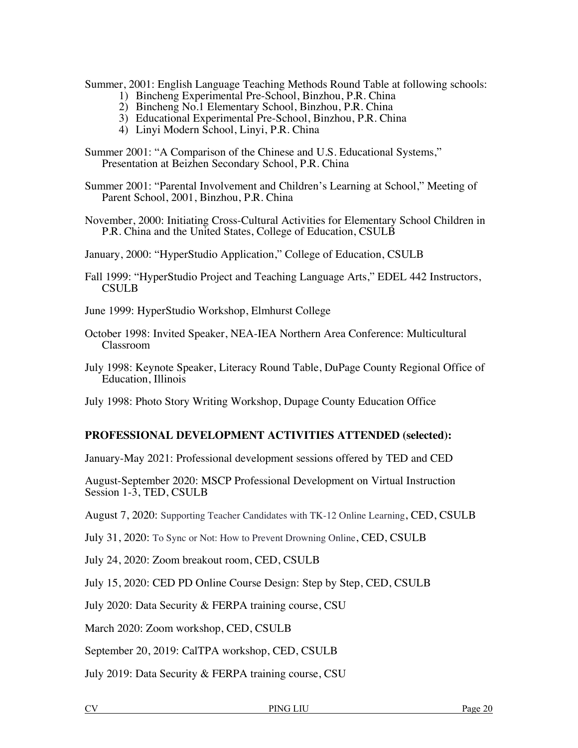Summer, 2001: English Language Teaching Methods Round Table at following schools:

1) Bincheng Experimental Pre-School, Binzhou, P.R. China
2) Bincheng No.1 Elementary School, Binzhou, P.R. China
3) Educational Experimental Pre-School, Binzhou, P.R. China
4) Linyi Modern School, Linyi, P.R. China

Summer 2001: "A Comparison of the Chinese and U.S. Educational Systems," Presentation at Beizhen Secondary School, P.R. China

Summer 2001: "Parental Involvement and Children's Learning at School," Meeting of Parent School, 2001, Binzhou, P.R. China

November, 2000: Initiating Cross-Cultural Activities for Elementary School Children in P.R. China and the United States, College of Education, CSULB

January, 2000: "HyperStudio Application," College of Education, CSULB

Fall 1999: "HyperStudio Project and Teaching Language Arts," EDEL 442 Instructors, CSULB

June 1999: HyperStudio Workshop, Elmhurst College

October 1998: Invited Speaker, NEA-IEA Northern Area Conference: Multicultural Classroom

July 1998: Keynote Speaker, Literacy Round Table, DuPage County Regional Office of Education, Illinois

July 1998: Photo Story Writing Workshop, Dupage County Education Office

**PROFESSIONAL DEVELOPMENT ACTIVITIES ATTENDED (selected):**

January-May 2021: Professional development sessions offered by TED and CED

August-September 2020: MSCP Professional Development on Virtual Instruction Session 1-3, TED, CSULB

August 7, 2020: Supporting Teacher Candidates with TK-12 Online Learning, CED, CSULB

July 31, 2020: To Sync or Not: How to Prevent Drowning Online, CED, CSULB

July 24, 2020: Zoom breakout room, CED, CSULB

July 15, 2020: CED PD Online Course Design: Step by Step, CED, CSULB

July 2020: Data Security & FERPA training course, CSU

March 2020: Zoom workshop, CED, CSULB

September 20, 2019: CalTPA workshop, CED, CSULB

July 2019: Data Security & FERPA training course, CSU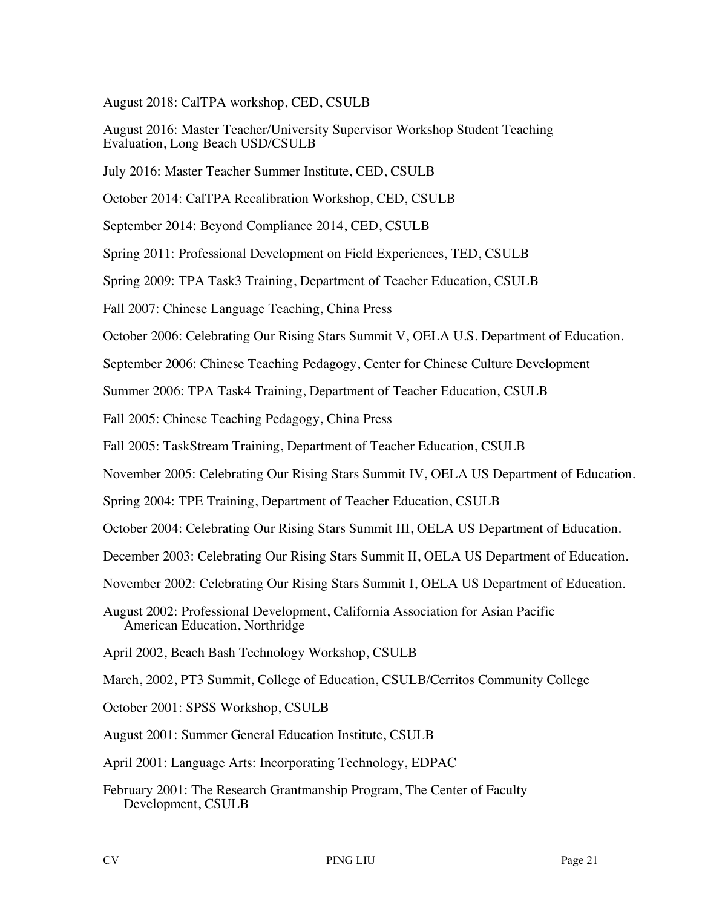August 2018: CalTPA workshop, CED, CSULB

August 2016: Master Teacher/University Supervisor Workshop Student Teaching Evaluation, Long Beach USD/CSULB

July 2016: Master Teacher Summer Institute, CED, CSULB

October 2014: CalTPA Recalibration Workshop, CED, CSULB

September 2014: Beyond Compliance 2014, CED, CSULB

Spring 2011: Professional Development on Field Experiences, TED, CSULB

Spring 2009: TPA Task3 Training, Department of Teacher Education, CSULB

Fall 2007: Chinese Language Teaching, China Press

October 2006: Celebrating Our Rising Stars Summit V, OELA U.S. Department of Education.

September 2006: Chinese Teaching Pedagogy, Center for Chinese Culture Development

Summer 2006: TPA Task4 Training, Department of Teacher Education, CSULB

Fall 2005: Chinese Teaching Pedagogy, China Press

Fall 2005: TaskStream Training, Department of Teacher Education, CSULB

November 2005: Celebrating Our Rising Stars Summit IV, OELA US Department of Education.

Spring 2004: TPE Training, Department of Teacher Education, CSULB

October 2004: Celebrating Our Rising Stars Summit III, OELA US Department of Education.

December 2003: Celebrating Our Rising Stars Summit II, OELA US Department of Education.

November 2002: Celebrating Our Rising Stars Summit I, OELA US Department of Education.

August 2002: Professional Development, California Association for Asian Pacific American Education, Northridge

April 2002, Beach Bash Technology Workshop, CSULB

March, 2002, PT3 Summit, College of Education, CSULB/Cerritos Community College

October 2001: SPSS Workshop, CSULB

August 2001: Summer General Education Institute, CSULB

April 2001: Language Arts: Incorporating Technology, EDPAC

February 2001: The Research Grantmanship Program, The Center of Faculty Development, CSULB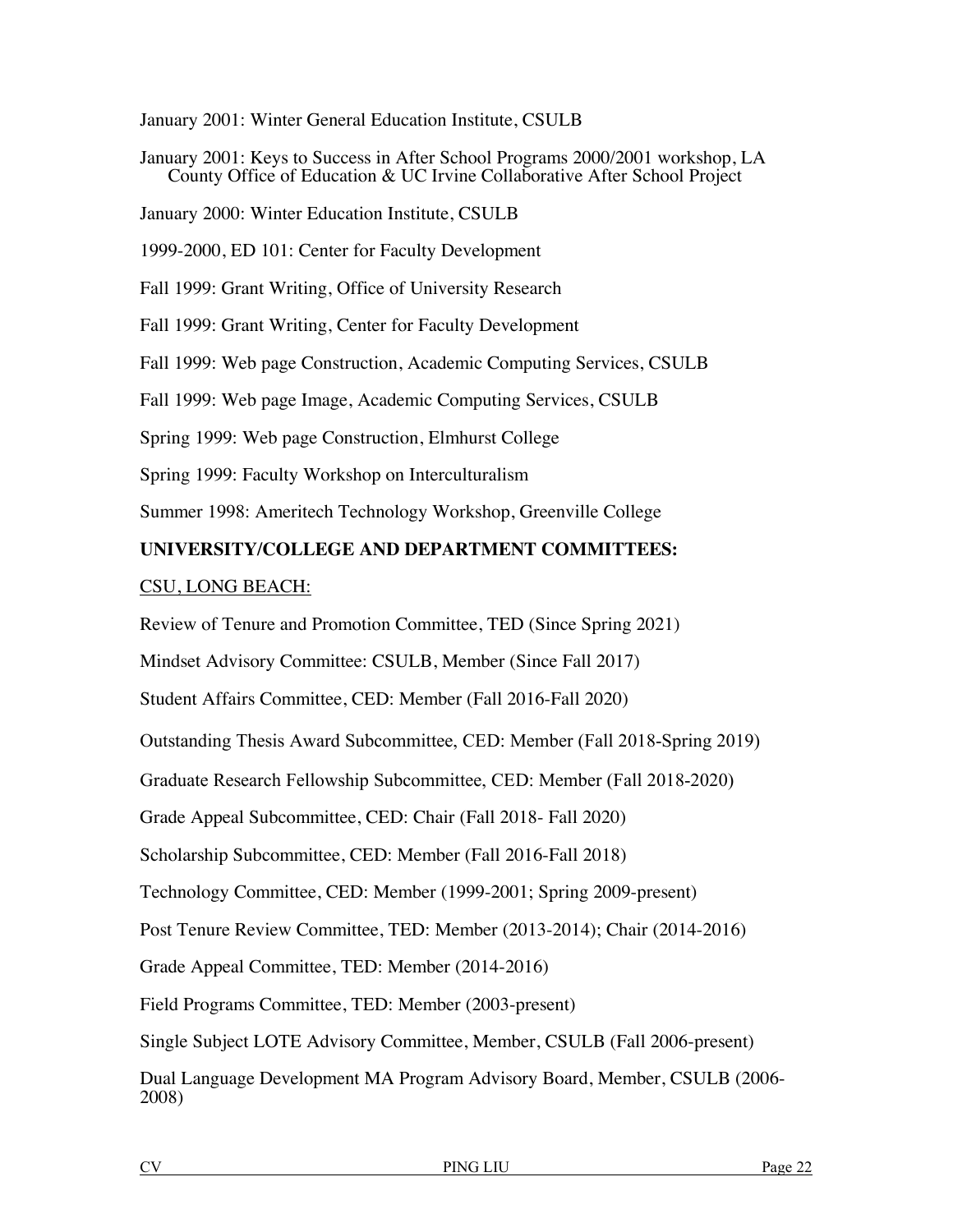January 2001: Winter General Education Institute, CSULB

January 2001: Keys to Success in After School Programs 2000/2001 workshop, LA County Office of Education & UC Irvine Collaborative After School Project

January 2000: Winter Education Institute, CSULB

1999-2000, ED 101: Center for Faculty Development

Fall 1999: Grant Writing, Office of University Research

Fall 1999: Grant Writing, Center for Faculty Development

Fall 1999: Web page Construction, Academic Computing Services, CSULB

Fall 1999: Web page Image, Academic Computing Services, CSULB

Spring 1999: Web page Construction, Elmhurst College

Spring 1999: Faculty Workshop on Interculturalism

Summer 1998: Ameritech Technology Workshop, Greenville College

**UNIVERSITY/COLLEGE AND DEPARTMENT COMMITTEES:**

<u>CSU, LONG BEACH:</u>

Review of Tenure and Promotion Committee, TED (Since Spring 2021)

Mindset Advisory Committee: CSULB, Member (Since Fall 2017)

Student Affairs Committee, CED: Member (Fall 2016-Fall 2020)

Outstanding Thesis Award Subcommittee, CED: Member (Fall 2018-Spring 2019)

Graduate Research Fellowship Subcommittee, CED: Member (Fall 2018-2020)

Grade Appeal Subcommittee, CED: Chair (Fall 2018- Fall 2020)

Scholarship Subcommittee, CED: Member (Fall 2016-Fall 2018)

Technology Committee, CED: Member (1999-2001; Spring 2009-present)

Post Tenure Review Committee, TED: Member (2013-2014); Chair (2014-2016)

Grade Appeal Committee, TED: Member (2014-2016)

Field Programs Committee, TED: Member (2003-present)

Single Subject LOTE Advisory Committee, Member, CSULB (Fall 2006-present)

Dual Language Development MA Program Advisory Board, Member, CSULB (2006-2008)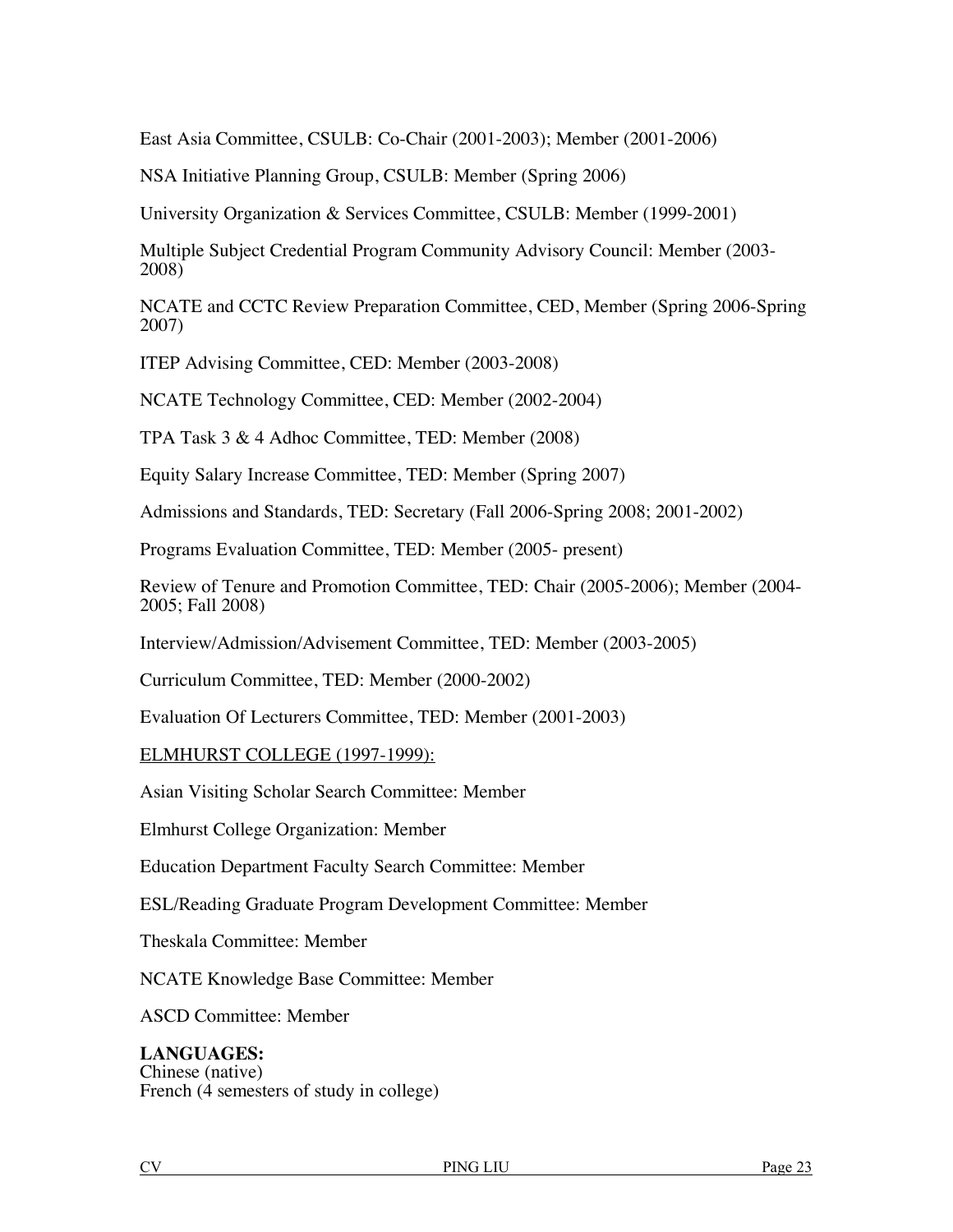East Asia Committee, CSULB: Co-Chair (2001-2003); Member (2001-2006)

NSA Initiative Planning Group, CSULB: Member (Spring 2006)

University Organization & Services Committee, CSULB: Member (1999-2001)

Multiple Subject Credential Program Community Advisory Council: Member (2003-2008)

NCATE and CCTC Review Preparation Committee, CED, Member (Spring 2006-Spring 2007)

ITEP Advising Committee, CED: Member (2003-2008)

NCATE Technology Committee, CED: Member (2002-2004)

TPA Task 3 & 4 Adhoc Committee, TED: Member (2008)

Equity Salary Increase Committee, TED: Member (Spring 2007)

Admissions and Standards, TED: Secretary (Fall 2006-Spring 2008; 2001-2002)

Programs Evaluation Committee, TED: Member (2005- present)

Review of Tenure and Promotion Committee, TED: Chair (2005-2006); Member (2004-2005; Fall 2008)

Interview/Admission/Advisement Committee, TED: Member (2003-2005)

Curriculum Committee, TED: Member (2000-2002)

Evaluation Of Lecturers Committee, TED: Member (2001-2003)

<u>ELMHURST COLLEGE (1997-1999):</u>

Asian Visiting Scholar Search Committee: Member

Elmhurst College Organization: Member

Education Department Faculty Search Committee: Member

ESL/Reading Graduate Program Development Committee: Member

Theskala Committee: Member

NCATE Knowledge Base Committee: Member

ASCD Committee: Member

**LANGUAGES:**
Chinese (native)
French (4 semesters of study in college)